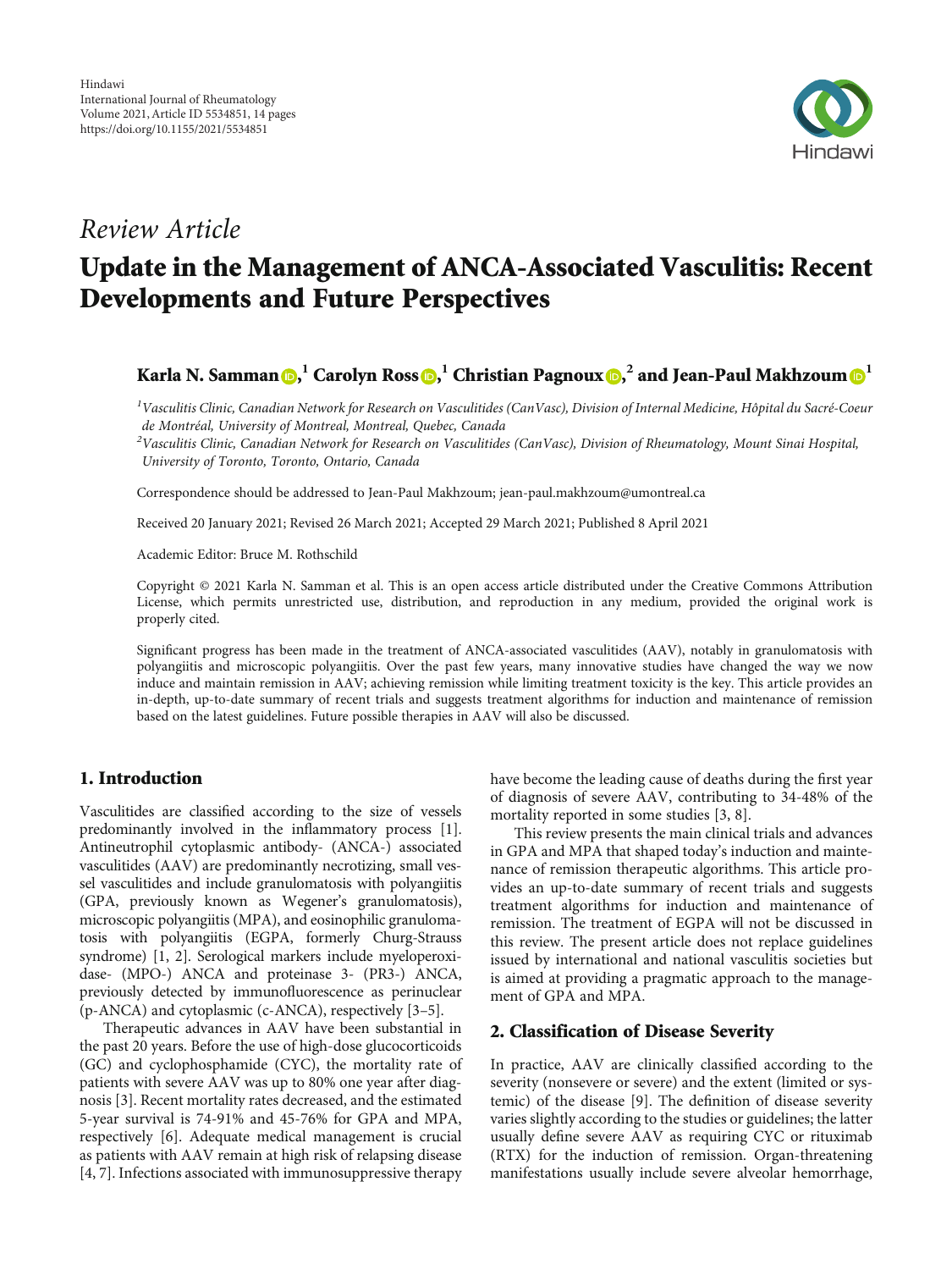Hindawi
International Journal of Rheumatology
Volume 2021, Article ID 5534851, 14 pages
https://doi.org/10.1155/2021/5534851

*Review Article*

# Update in the Management of ANCA-Associated Vasculitis: Recent Developments and Future Perspectives

**Karla N. Samman [1], Carolyn Ross [1], Christian Pagnoux [2] and Jean-Paul Makhzoum [1]**

[1] *Vasculitis Clinic, Canadian Network for Research on Vasculitides (CanVasc), Division of Internal Medicine, Hôpital du Sacré-Coeur de Montréal, University of Montreal, Montreal, Quebec, Canada*

[2] *Vasculitis Clinic, Canadian Network for Research on Vasculitides (CanVasc), Division of Rheumatology, Mount Sinai Hospital, University of Toronto, Toronto, Ontario, Canada*

Correspondence should be addressed to Jean-Paul Makhzoum; jean-paul.makhzoum@umontreal.ca

Received 20 January 2021; Revised 26 March 2021; Accepted 29 March 2021; Published 8 April 2021

Academic Editor: Bruce M. Rothschild

Copyright © 2021 Karla N. Samman et al. This is an open access article distributed under the Creative Commons Attribution License, which permits unrestricted use, distribution, and reproduction in any medium, provided the original work is properly cited.

Significant progress has been made in the treatment of ANCA-associated vasculitides (AAV), notably in granulomatosis with polyangiitis and microscopic polyangiitis. Over the past few years, many innovative studies have changed the way we now induce and maintain remission in AAV; achieving remission while limiting treatment toxicity is the key. This article provides an in-depth, up-to-date summary of recent trials and suggests treatment algorithms for induction and maintenance of remission based on the latest guidelines. Future possible therapies in AAV will also be discussed.

## 1. Introduction

Vasculitides are classified according to the size of vessels predominantly involved in the inflammatory process [1]. Antineutrophil cytoplasmic antibody- (ANCA-) associated vasculitides (AAV) are predominantly necrotizing, small vessel vasculitides and include granulomatosis with polyangiitis (GPA, previously known as Wegener's granulomatosis), microscopic polyangiitis (MPA), and eosinophilic granulomatosis with polyangiitis (EGPA, formerly Churg-Strauss syndrome) [1, 2]. Serological markers include myeloperoxidase- (MPO-) ANCA and proteinase 3- (PR3-) ANCA, previously detected by immunofluorescence as perinuclear (p-ANCA) and cytoplasmic (c-ANCA), respectively [3–5].

Therapeutic advances in AAV have been substantial in the past 20 years. Before the use of high-dose glucocorticoids (GC) and cyclophosphamide (CYC), the mortality rate of patients with severe AAV was up to 80% one year after diagnosis [3]. Recent mortality rates decreased, and the estimated 5-year survival is 74-91% and 45-76% for GPA and MPA, respectively [6]. Adequate medical management is crucial as patients with AAV remain at high risk of relapsing disease [4, 7]. Infections associated with immunosuppressive therapy have become the leading cause of deaths during the first year of diagnosis of severe AAV, contributing to 34-48% of the mortality reported in some studies [3, 8].

This review presents the main clinical trials and advances in GPA and MPA that shaped today's induction and maintenance of remission therapeutic algorithms. This article provides an up-to-date summary of recent trials and suggests treatment algorithms for induction and maintenance of remission. The treatment of EGPA will not be discussed in this review. The present article does not replace guidelines issued by international and national vasculitis societies but is aimed at providing a pragmatic approach to the management of GPA and MPA.

## 2. Classification of Disease Severity

In practice, AAV are clinically classified according to the severity (nonsevere or severe) and the extent (limited or systemic) of the disease [9]. The definition of disease severity varies slightly according to the studies or guidelines; the latter usually define severe AAV as requiring CYC or rituximab (RTX) for the induction of remission. Organ-threatening manifestations usually include severe alveolar hemorrhage,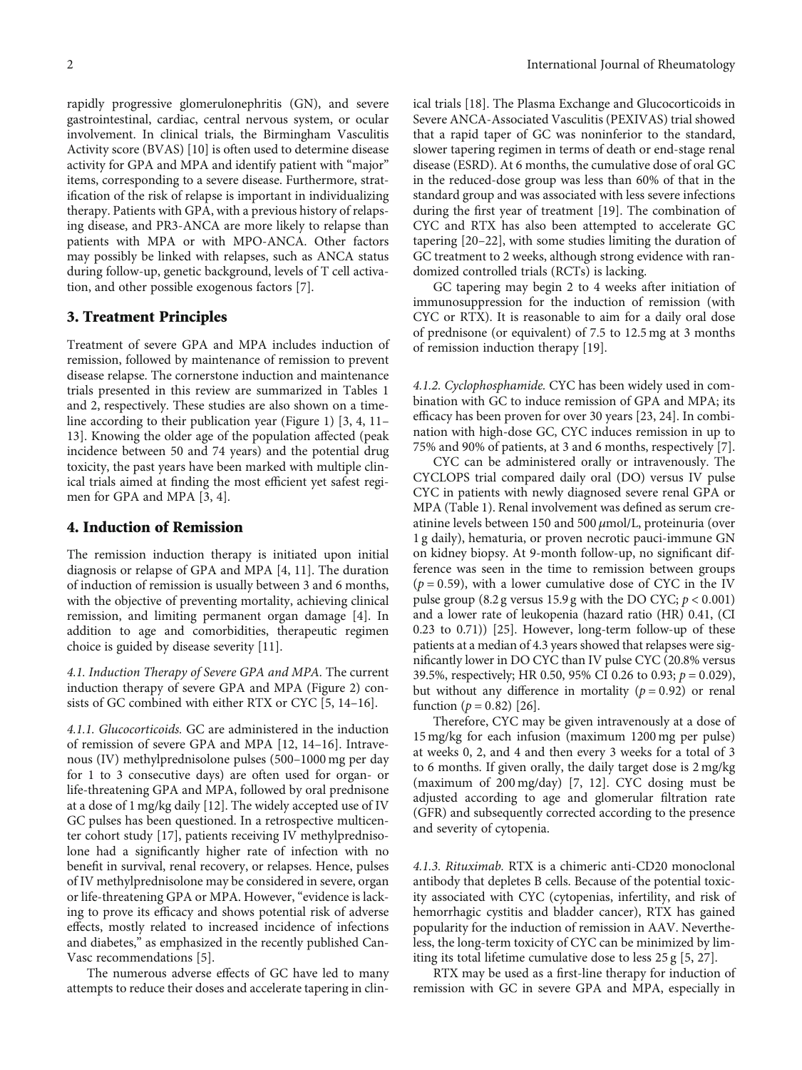rapidly progressive glomerulonephritis (GN), and severe gastrointestinal, cardiac, central nervous system, or ocular involvement. In clinical trials, the Birmingham Vasculitis Activity score (BVAS) [10] is often used to determine disease activity for GPA and MPA and identify patient with "major" items, corresponding to a severe disease. Furthermore, stratification of the risk of relapse is important in individualizing therapy. Patients with GPA, with a previous history of relapsing disease, and PR3-ANCA are more likely to relapse than patients with MPA or with MPO-ANCA. Other factors may possibly be linked with relapses, such as ANCA status during follow-up, genetic background, levels of T cell activation, and other possible exogenous factors [7].

## 3. Treatment Principles

Treatment of severe GPA and MPA includes induction of remission, followed by maintenance of remission to prevent disease relapse. The cornerstone induction and maintenance trials presented in this review are summarized in Tables 1 and 2, respectively. These studies are also shown on a timeline according to their publication year (Figure 1) [3, 4, 11–13]. Knowing the older age of the population affected (peak incidence between 50 and 74 years) and the potential drug toxicity, the past years have been marked with multiple clinical trials aimed at finding the most efficient yet safest regimen for GPA and MPA [3, 4].

## 4. Induction of Remission

The remission induction therapy is initiated upon initial diagnosis or relapse of GPA and MPA [4, 11]. The duration of induction of remission is usually between 3 and 6 months, with the objective of preventing mortality, achieving clinical remission, and limiting permanent organ damage [4]. In addition to age and comorbidities, therapeutic regimen choice is guided by disease severity [11].

*4.1. Induction Therapy of Severe GPA and MPA.* The current induction therapy of severe GPA and MPA (Figure 2) consists of GC combined with either RTX or CYC [5, 14–16].

*4.1.1. Glucocorticoids.* GC are administered in the induction of remission of severe GPA and MPA [12, 14–16]. Intravenous (IV) methylprednisolone pulses (500–1000 mg per day for 1 to 3 consecutive days) are often used for organ- or life-threatening GPA and MPA, followed by oral prednisone at a dose of 1 mg/kg daily [12]. The widely accepted use of IV GC pulses has been questioned. In a retrospective multicenter cohort study [17], patients receiving IV methylprednisolone had a significantly higher rate of infection with no benefit in survival, renal recovery, or relapses. Hence, pulses of IV methylprednisolone may be considered in severe, organ or life-threatening GPA or MPA. However, "evidence is lacking to prove its efficacy and shows potential risk of adverse effects, mostly related to increased incidence of infections and diabetes," as emphasized in the recently published Can-Vasc recommendations [5].

The numerous adverse effects of GC have led to many attempts to reduce their doses and accelerate tapering in clinical trials [18]. The Plasma Exchange and Glucocorticoids in Severe ANCA-Associated Vasculitis (PEXIVAS) trial showed that a rapid taper of GC was noninferior to the standard, slower tapering regimen in terms of death or end-stage renal disease (ESRD). At 6 months, the cumulative dose of oral GC in the reduced-dose group was less than 60% of that in the standard group and was associated with less severe infections during the first year of treatment [19]. The combination of CYC and RTX has also been attempted to accelerate GC tapering [20–22], with some studies limiting the duration of GC treatment to 2 weeks, although strong evidence with randomized controlled trials (RCTs) is lacking.

GC tapering may begin 2 to 4 weeks after initiation of immunosuppression for the induction of remission (with CYC or RTX). It is reasonable to aim for a daily oral dose of prednisone (or equivalent) of 7.5 to 12.5 mg at 3 months of remission induction therapy [19].

*4.1.2. Cyclophosphamide.* CYC has been widely used in combination with GC to induce remission of GPA and MPA; its efficacy has been proven for over 30 years [23, 24]. In combination with high-dose GC, CYC induces remission in up to 75% and 90% of patients, at 3 and 6 months, respectively [7].

CYC can be administered orally or intravenously. The CYCLOPS trial compared daily oral (DO) versus IV pulse CYC in patients with newly diagnosed severe renal GPA or MPA (Table 1). Renal involvement was defined as serum creatinine levels between 150 and 500 $\mu$mol/L, proteinuria (over 1 g daily), hematuria, or proven necrotic pauci-immune GN on kidney biopsy. At 9-month follow-up, no significant difference was seen in the time to remission between groups ($p = 0.59$), with a lower cumulative dose of CYC in the IV pulse group (8.2 g versus 15.9 g with the DO CYC; $p < 0.001$) and a lower rate of leukopenia (hazard ratio (HR) 0.41, (CI 0.23 to 0.71)) [25]. However, long-term follow-up of these patients at a median of 4.3 years showed that relapses were significantly lower in DO CYC than IV pulse CYC (20.8% versus 39.5%, respectively; HR 0.50, 95% CI 0.26 to 0.93; $p = 0.029$), but without any difference in mortality ($p = 0.92$) or renal function ($p = 0.82$) [26].

Therefore, CYC may be given intravenously at a dose of 15 mg/kg for each infusion (maximum 1200 mg per pulse) at weeks 0, 2, and 4 and then every 3 weeks for a total of 3 to 6 months. If given orally, the daily target dose is 2 mg/kg (maximum of 200 mg/day) [7, 12]. CYC dosing must be adjusted according to age and glomerular filtration rate (GFR) and subsequently corrected according to the presence and severity of cytopenia.

*4.1.3. Rituximab.* RTX is a chimeric anti-CD20 monoclonal antibody that depletes B cells. Because of the potential toxicity associated with CYC (cytopenias, infertility, and risk of hemorrhagic cystitis and bladder cancer), RTX has gained popularity for the induction of remission in AAV. Nevertheless, the long-term toxicity of CYC can be minimized by limiting its total lifetime cumulative dose to less 25 g [5, 27].

RTX may be used as a first-line therapy for induction of remission with GC in severe GPA and MPA, especially in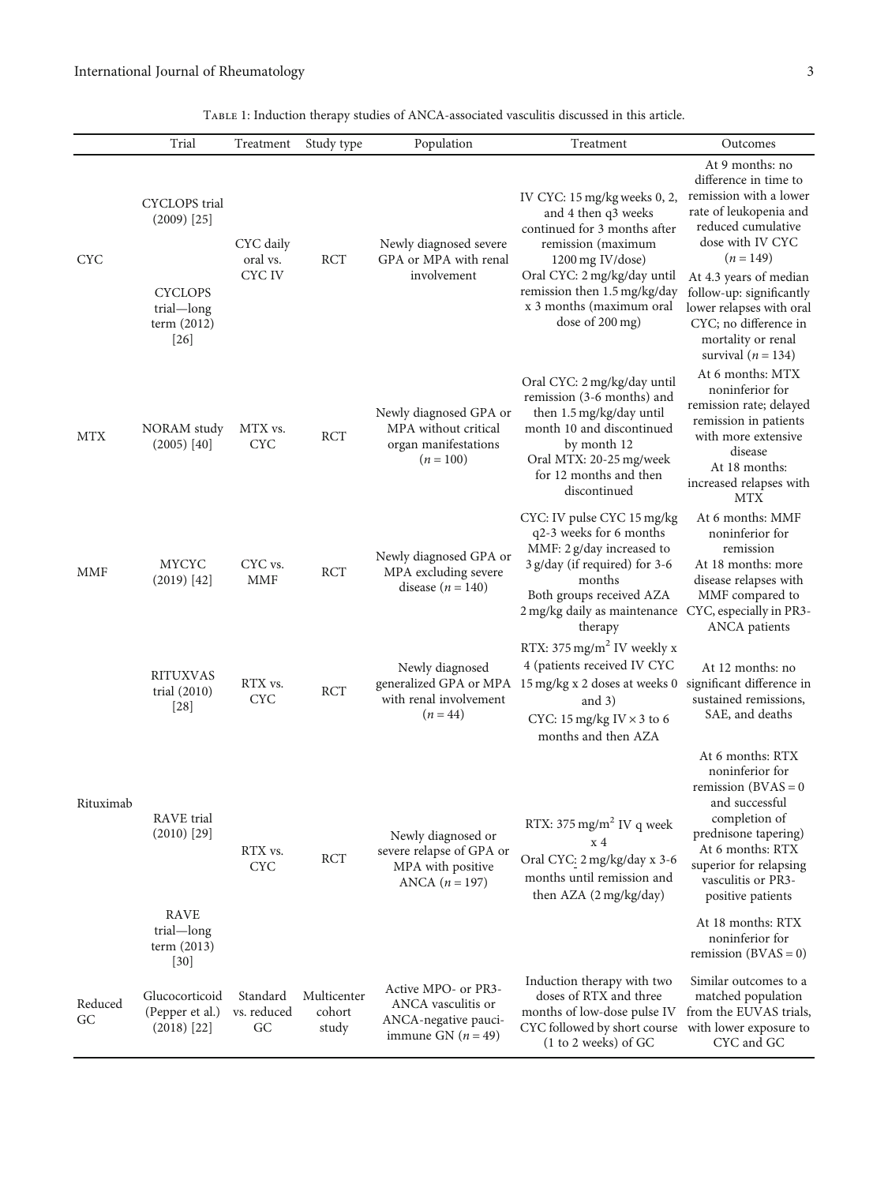Table 1: Induction therapy studies of ANCA-associated vasculitis discussed in this article.

| | Trial | Treatment | Study type | Population | Treatment | Outcomes |
|---|---|---|---|---|---|---|
| CYC | CYCLOPS trial (2009) [25] | CYC daily oral vs. CYC IV | RCT | Newly diagnosed severe GPA or MPA with renal involvement | IV CYC: 15 mg/kg weeks 0, 2, and 4 then q3 weeks continued for 3 months after remission (maximum 1200 mg IV/dose)<br>Oral CYC: 2 mg/kg/day until remission then 1.5 mg/kg/day x 3 months (maximum oral dose of 200 mg) | At 9 months: no difference in time to remission with a lower rate of leukopenia and reduced cumulative dose with IV CYC ($n = 149$) |
| | CYCLOPS trial—long term (2012) [26] | | | | | At 4.3 years of median follow-up: significantly lower relapses with oral CYC; no difference in mortality or renal survival ($n = 134$) |
| MTX | NORAM study (2005) [40] | MTX vs. CYC | RCT | Newly diagnosed GPA or MPA without critical organ manifestations ($n = 100$) | Oral CYC: 2 mg/kg/day until remission (3-6 months) and then 1.5 mg/kg/day until month 10 and discontinued by month 12<br>Oral MTX: 20-25 mg/week for 12 months and then discontinued | At 6 months: MTX noninferior for remission rate; delayed remission in patients with more extensive disease<br>At 18 months: increased relapses with MTX |
| MMF | MYCYC (2019) [42] | CYC vs. MMF | RCT | Newly diagnosed GPA or MPA excluding severe disease ($n = 140$) | CYC: IV pulse CYC 15 mg/kg q2-3 weeks for 6 months<br>MMF: 2 g/day increased to 3 g/day (if required) for 3-6 months<br>Both groups received AZA 2 mg/kg daily as maintenance therapy | At 6 months: MMF noninferior for remission<br>At 18 months: more disease relapses with MMF compared to CYC, especially in PR3-ANCA patients |
| Rituximab | RITUXVAS trial (2010) [28] | RTX vs. CYC | RCT | Newly diagnosed generalized GPA or MPA with renal involvement ($n = 44$) | RTX: 375 mg/m$^2$ IV weekly x 4 (patients received IV CYC 15 mg/kg x 2 doses at weeks 0 and 3)<br>CYC: 15 mg/kg IV × 3 to 6 months and then AZA | At 12 months: no significant difference in sustained remissions, SAE, and deaths |
| | RAVE trial (2010) [29] | RTX vs. CYC | RCT | Newly diagnosed or severe relapse of GPA or MPA with positive ANCA ($n = 197$) | RTX: 375 mg/m$^2$ IV q week x 4<br>Oral CYC: 2 mg/kg/day x 3-6 months until remission and then AZA (2 mg/kg/day) | At 6 months: RTX noninferior for remission (BVAS = 0 and successful completion of prednisone tapering)<br>At 6 months: RTX superior for relapsing vasculitis or PR3-positive patients |
| | RAVE trial—long term (2013) [30] | | | | | At 18 months: RTX noninferior for remission (BVAS = 0) |
| Reduced GC | Glucocorticoid (Pepper et al.) (2018) [22] | Standard vs. reduced GC | Multicenter cohort study | Active MPO- or PR3-ANCA vasculitis or ANCA-negative pauci-immune GN ($n = 49$) | Induction therapy with two doses of RTX and three months of low-dose pulse IV CYC followed by short course (1 to 2 weeks) of GC | Similar outcomes to a matched population from the EUVAS trials, with lower exposure to CYC and GC |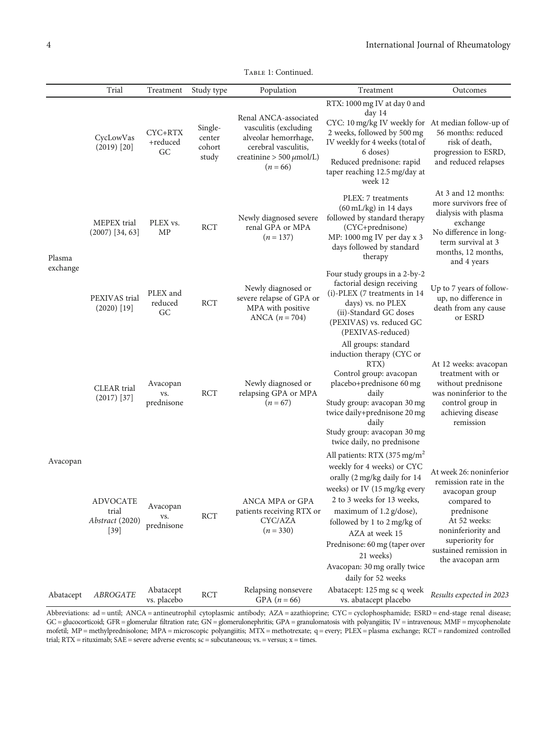Table 1: Continued.

| | Trial | Treatment | Study type | Population | Treatment | Outcomes |
|---|---|---|---|---|---|---|
| | CycLowVas (2019) [20] | CYC+RTX +reduced GC | Single-center cohort study | Renal ANCA-associated vasculitis (excluding alveolar hemorrhage, cerebral vasculitis, creatinine > 500 $\mu$mol/L) ($n = 66$) | RTX: 1000 mg IV at day 0 and day 14<br>CYC: 10 mg/kg IV weekly for 2 weeks, followed by 500 mg IV weekly for 4 weeks (total of 6 doses)<br>Reduced prednisone: rapid taper reaching 12.5 mg/day at week 12 | At median follow-up of 56 months: reduced risk of death, progression to ESRD, and reduced relapses |
| Plasma exchange | MEPEX trial (2007) [34, 63] | PLEX vs. MP | RCT | Newly diagnosed severe renal GPA or MPA ($n = 137$) | PLEX: 7 treatments (60 mL/kg) in 14 days followed by standard therapy (CYC+prednisone)<br>MP: 1000 mg IV per day x 3 days followed by standard therapy | At 3 and 12 months: more survivors free of dialysis with plasma exchange<br>No difference in long-term survival at 3 months, 12 months, and 4 years |
| | PEXIVAS trial (2020) [19] | PLEX and reduced GC | RCT | Newly diagnosed or severe relapse of GPA or MPA with positive ANCA ($n = 704$) | Four study groups in a 2-by-2 factorial design receiving<br>(i)-PLEX (7 treatments in 14 days) vs. no PLEX<br>(ii)-Standard GC doses (PEXIVAS) vs. reduced GC (PEXIVAS-reduced) | Up to 7 years of follow-up, no difference in death from any cause or ESRD |
| Avacopan | CLEAR trial (2017) [37] | Avacopan vs. prednisone | RCT | Newly diagnosed or relapsing GPA or MPA ($n = 67$) | All groups: standard induction therapy (CYC or RTX)<br>Control group: avacopan placebo+prednisone 60 mg daily<br>Study group: avacopan 30 mg twice daily+prednisone 20 mg daily<br>Study group: avacopan 30 mg twice daily, no prednisone | At 12 weeks: avacopan treatment with or without prednisone was noninferior to the control group in achieving disease remission |
| | ADVOCATE trial *Abstract* (2020) [39] | Avacopan vs. prednisone | RCT | ANCA MPA or GPA patients receiving RTX or CYC/AZA ($n = 330$) | All patients: RTX (375 mg/m$^2$ weekly for 4 weeks) or CYC orally (2 mg/kg daily for 14 weeks) or IV (15 mg/kg every 2 to 3 weeks for 13 weeks, maximum of 1.2 g/dose), followed by 1 to 2 mg/kg of AZA at week 15<br>Prednisone: 60 mg (taper over 21 weeks)<br>Avacopan: 30 mg orally twice daily for 52 weeks | At week 26: noninferior remission rate in the avacopan group compared to prednisone<br>At 52 weeks: noninferiority and superiority for sustained remission in the avacopan arm |
| Abatacept | *ABROGATE* | Abatacept vs. placebo | RCT | Relapsing nonsevere GPA ($n = 66$) | Abatacept: 125 mg sc q week vs. abatacept placebo | *Results expected in 2023* |

Abbreviations: ad = until; ANCA = antineutrophil cytoplasmic antibody; AZA = azathioprine; CYC = cyclophosphamide; ESRD = end-stage renal disease; GC = glucocorticoid; GFR = glomerular filtration rate; GN = glomerulonephritis; GPA = granulomatosis with polyangiitis; IV = intravenous; MMF = mycophenolate mofetil; MP = methylprednisolone; MPA = microscopic polyangiitis; MTX = methotrexate; q = every; PLEX = plasma exchange; RCT = randomized controlled trial; RTX = rituximab; SAE = severe adverse events; sc = subcutaneous; vs. = versus; x = times.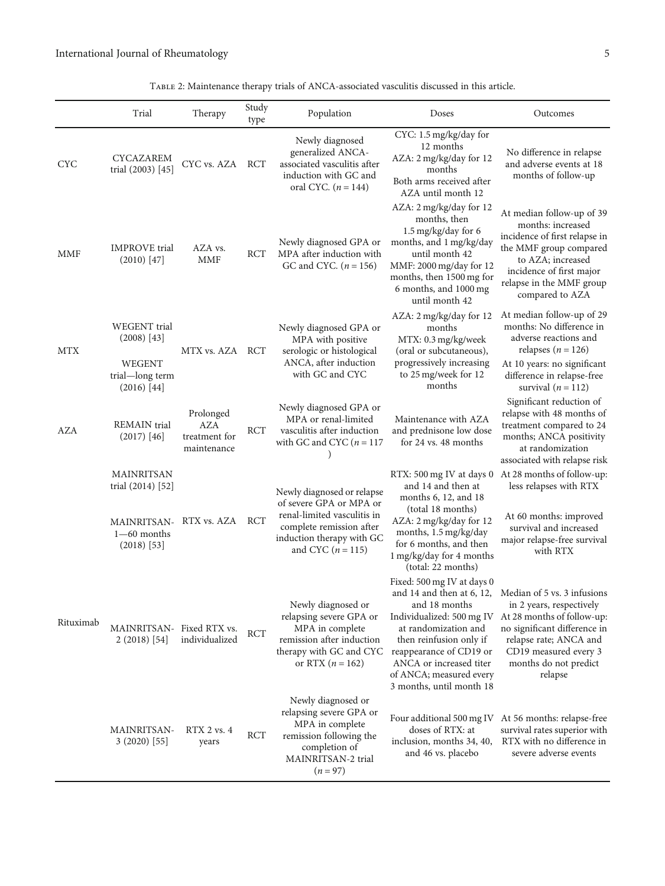Table 2: Maintenance therapy trials of ANCA-associated vasculitis discussed in this article.

| | Trial | Therapy | Study type | Population | Doses | Outcomes |
|---|---|---|---|---|---|---|
| CYC | CYCAZAREM trial (2003) [45] | CYC vs. AZA | RCT | Newly diagnosed generalized ANCA-associated vasculitis after induction with GC and oral CYC. ($n = 144$) | CYC: 1.5 mg/kg/day for 12 months<br>AZA: 2 mg/kg/day for 12 months<br>Both arms received after AZA until month 12 | No difference in relapse and adverse events at 18 months of follow-up |
| MMF | IMPROVE trial (2010) [47] | AZA vs. MMF | RCT | Newly diagnosed GPA or MPA after induction with GC and CYC. ($n = 156$) | AZA: 2 mg/kg/day for 12 months, then 1.5 mg/kg/day for 6 months, and 1 mg/kg/day until month 42<br>MMF: 2000 mg/day for 12 months, then 1500 mg for 6 months, and 1000 mg until month 42 | At median follow-up of 39 months: increased incidence of first relapse in the MMF group compared to AZA; increased incidence of first major relapse in the MMF group compared to AZA |
| MTX | WEGENT trial (2008) [43]<br>WEGENT trial—long term (2016) [44] | MTX vs. AZA | RCT | Newly diagnosed GPA or MPA with positive serologic or histological ANCA, after induction with GC and CYC | AZA: 2 mg/kg/day for 12 months<br>MTX: 0.3 mg/kg/week (oral or subcutaneous), progressively increasing to 25 mg/week for 12 months | At median follow-up of 29 months: No difference in adverse reactions and relapses ($n = 126$)<br>At 10 years: no significant difference in relapse-free survival ($n = 112$) |
| AZA | REMAIN trial (2017) [46] | Prolonged AZA treatment for maintenance | RCT | Newly diagnosed GPA or MPA or renal-limited vasculitis after induction with GC and CYC ($n = 117$) | Maintenance with AZA and prednisone low dose for 24 vs. 48 months | Significant reduction of relapse with 48 months of treatment compared to 24 months; ANCA positivity at randomization associated with relapse risk |
| Rituximab | MAINRITSAN trial (2014) [52]<br>MAINRITSAN-1—60 months (2018) [53] | RTX vs. AZA | RCT | Newly diagnosed or relapse of severe GPA or MPA or renal-limited vasculitis in complete remission after induction therapy with GC and CYC ($n = 115$) | RTX: 500 mg IV at days 0 and 14 and then at months 6, 12, and 18 (total 18 months)<br>AZA: 2 mg/kg/day for 12 months, 1.5 mg/kg/day for 6 months, and then 1 mg/kg/day for 4 months (total: 22 months) | At 28 months of follow-up: less relapses with RTX<br>At 60 months: improved survival and increased major relapse-free survival with RTX |
| | MAINRITSAN-2 (2018) [54] | Fixed RTX vs. individualized | RCT | Newly diagnosed or relapsing severe GPA or MPA in complete remission after induction therapy with GC and CYC or RTX ($n = 162$) | Fixed: 500 mg IV at days 0 and 14 and then at 6, 12, and 18 months<br>Individualized: 500 mg IV at randomization and then reinfusion only if reappearance of CD19 or ANCA or increased titer of ANCA; measured every 3 months, until month 18 | Median of 5 vs. 3 infusions in 2 years, respectively<br>At 28 months of follow-up: no significant difference in relapse rate; ANCA and CD19 measured every 3 months do not predict relapse |
| | MAINRITSAN-3 (2020) [55] | RTX 2 vs. 4 years | RCT | Newly diagnosed or relapsing severe GPA or MPA in complete remission following the completion of MAINRITSAN-2 trial ($n = 97$) | Four additional 500 mg IV doses of RTX: at inclusion, months 34, 40, and 46 vs. placebo | At 56 months: relapse-free survival rates superior with RTX with no difference in severe adverse events |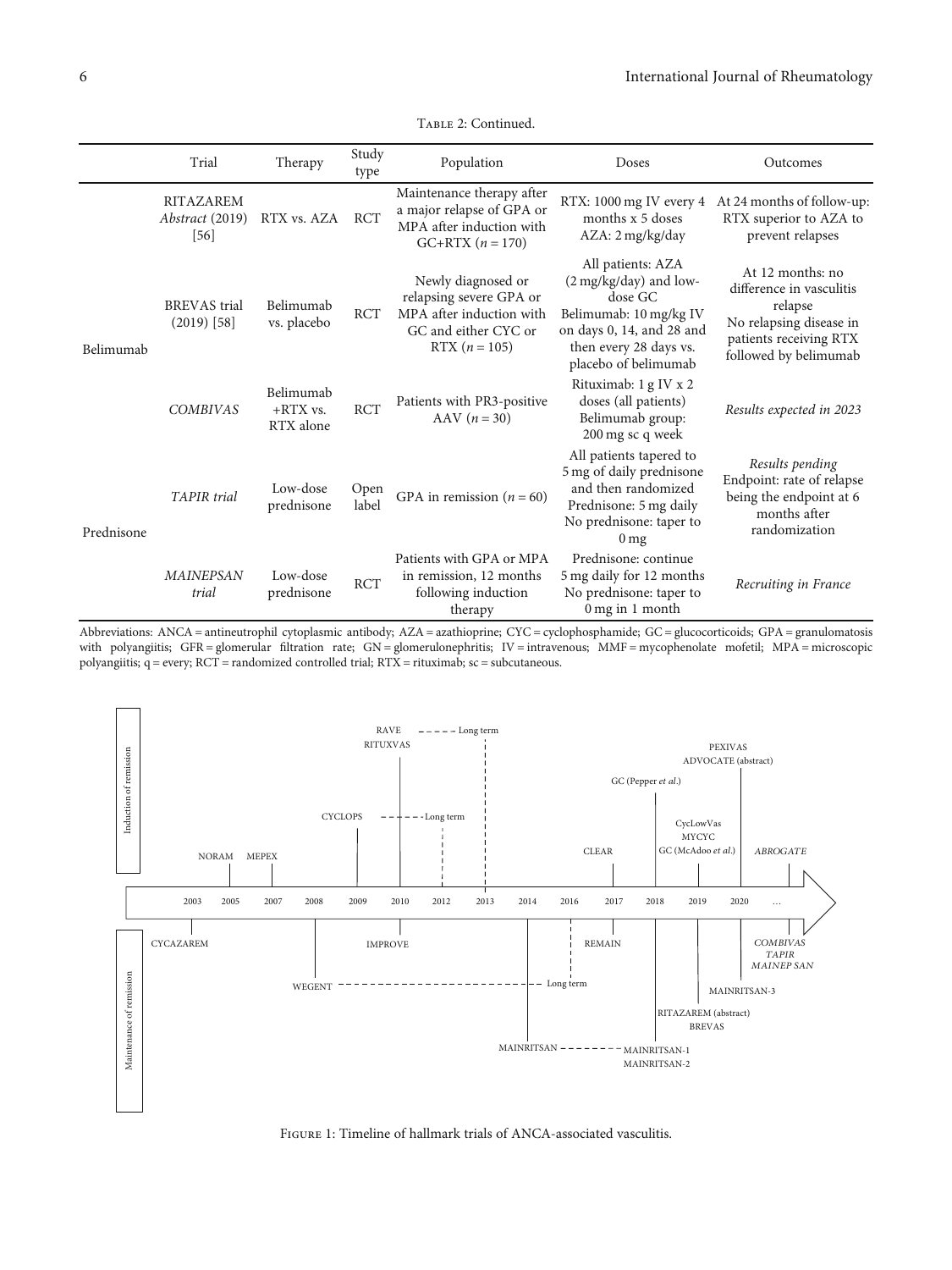Table 2: Continued.

| | Trial | Therapy | Study type | Population | Doses | Outcomes |
|---|---|---|---|---|---|---|
| | RITAZAREM *Abstract* (2019) [56] | RTX vs. AZA | RCT | Maintenance therapy after a major relapse of GPA or MPA after induction with GC+RTX ($n = 170$) | RTX: 1000 mg IV every 4 months x 5 doses<br>AZA: 2 mg/kg/day | At 24 months of follow-up: RTX superior to AZA to prevent relapses |
| Belimumab | BREVAS trial (2019) [58] | Belimumab vs. placebo | RCT | Newly diagnosed or relapsing severe GPA or MPA after induction with GC and either CYC or RTX ($n = 105$) | All patients: AZA (2 mg/kg/day) and low-dose GC<br>Belimumab: 10 mg/kg IV on days 0, 14, and 28 and then every 28 days vs. placebo of belimumab | At 12 months: no difference in vasculitis relapse<br>No relapsing disease in patients receiving RTX followed by belimumab |
| | *COMBIVAS* | Belimumab +RTX vs. RTX alone | RCT | Patients with PR3-positive AAV ($n = 30$) | Rituximab: 1 g IV x 2 doses (all patients)<br>Belimumab group: 200 mg sc q week | *Results expected in 2023* |
| Prednisone | *TAPIR trial* | Low-dose prednisone | Open label | GPA in remission ($n = 60$) | All patients tapered to 5 mg of daily prednisone and then randomized<br>Prednisone: 5 mg daily<br>No prednisone: taper to 0 mg | *Results pending*<br>Endpoint: rate of relapse being the endpoint at 6 months after randomization |
| | *MAINEPSAN trial* | Low-dose prednisone | RCT | Patients with GPA or MPA in remission, 12 months following induction therapy | Prednisone: continue 5 mg daily for 12 months<br>No prednisone: taper to 0 mg in 1 month | *Recruiting in France* |

Abbreviations: ANCA = antineutrophil cytoplasmic antibody; AZA = azathioprine; CYC = cyclophosphamide; GC = glucocorticoids; GPA = granulomatosis with polyangiitis; GFR = glomerular filtration rate; GN = glomerulonephritis; IV = intravenous; MMF = mycophenolate mofetil; MPA = microscopic polyangiitis; q = every; RCT = randomized controlled trial; RTX = rituximab; sc = subcutaneous.

Figure 1: Timeline of hallmark trials of ANCA-associated vasculitis.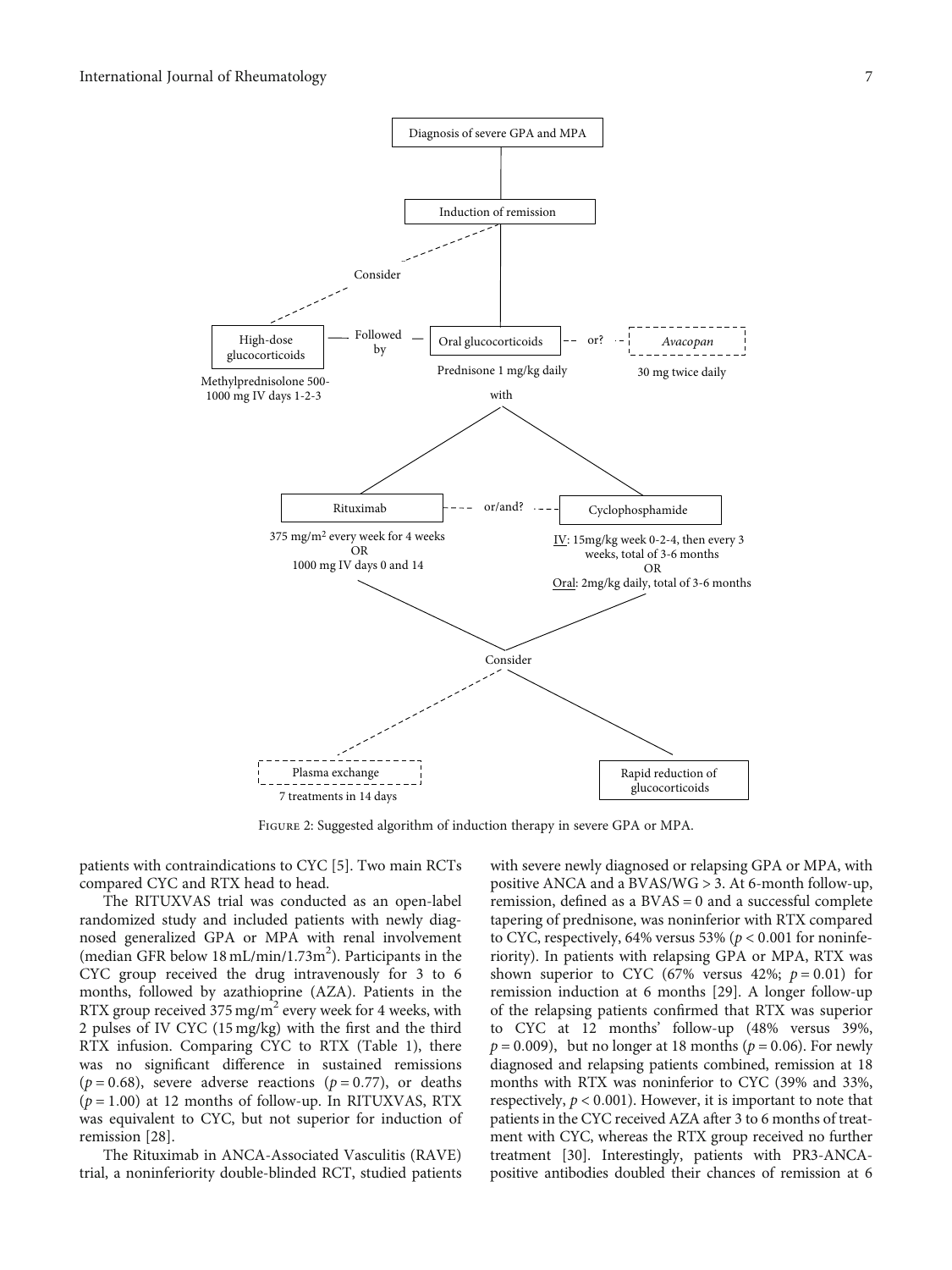Diagnosis of severe GPA and MPA

Induction of remission

Consider

High-dose glucocorticoids
Methylprednisolone 500-1000 mg IV days 1-2-3

Followed by

Oral glucocorticoids
Prednisone 1 mg/kg daily

or?

*Avacopan*
30 mg twice daily

with

Rituximab
375 mg/m² every week for 4 weeks
OR
1000 mg IV days 0 and 14

or/and?

Cyclophosphamide
IV: 15mg/kg week 0-2-4, then every 3 weeks, total of 3-6 months
OR
Oral: 2mg/kg daily, total of 3-6 months

Consider

Plasma exchange
7 treatments in 14 days

Rapid reduction of glucocorticoids

Figure 2: Suggested algorithm of induction therapy in severe GPA or MPA.

patients with contraindications to CYC [5]. Two main RCTs compared CYC and RTX head to head.

The RITUXVAS trial was conducted as an open-label randomized study and included patients with newly diagnosed generalized GPA or MPA with renal involvement (median GFR below 18 mL/min/1.73m$^2$). Participants in the CYC group received the drug intravenously for 3 to 6 months, followed by azathioprine (AZA). Patients in the RTX group received 375 mg/m$^2$ every week for 4 weeks, with 2 pulses of IV CYC (15 mg/kg) with the first and the third RTX infusion. Comparing CYC to RTX (Table 1), there was no significant difference in sustained remissions ($p = 0.68$), severe adverse reactions ($p = 0.77$), or deaths ($p = 1.00$) at 12 months of follow-up. In RITUXVAS, RTX was equivalent to CYC, but not superior for induction of remission [28].

The Rituximab in ANCA-Associated Vasculitis (RAVE) trial, a noninferiority double-blinded RCT, studied patients with severe newly diagnosed or relapsing GPA or MPA, with positive ANCA and a BVAS/WG > 3. At 6-month follow-up, remission, defined as a BVAS = 0 and a successful complete tapering of prednisone, was noninferior with RTX compared to CYC, respectively, 64% versus 53% ($p < 0.001$ for noninferiority). In patients with relapsing GPA or MPA, RTX was shown superior to CYC (67% versus 42%; $p = 0.01$) for remission induction at 6 months [29]. A longer follow-up of the relapsing patients confirmed that RTX was superior to CYC at 12 months' follow-up (48% versus 39%, $p = 0.009$), but no longer at 18 months ($p = 0.06$). For newly diagnosed and relapsing patients combined, remission at 18 months with RTX was noninferior to CYC (39% and 33%, respectively, $p < 0.001$). However, it is important to note that patients in the CYC received AZA after 3 to 6 months of treatment with CYC, whereas the RTX group received no further treatment [30]. Interestingly, patients with PR3-ANCA-positive antibodies doubled their chances of remission at 6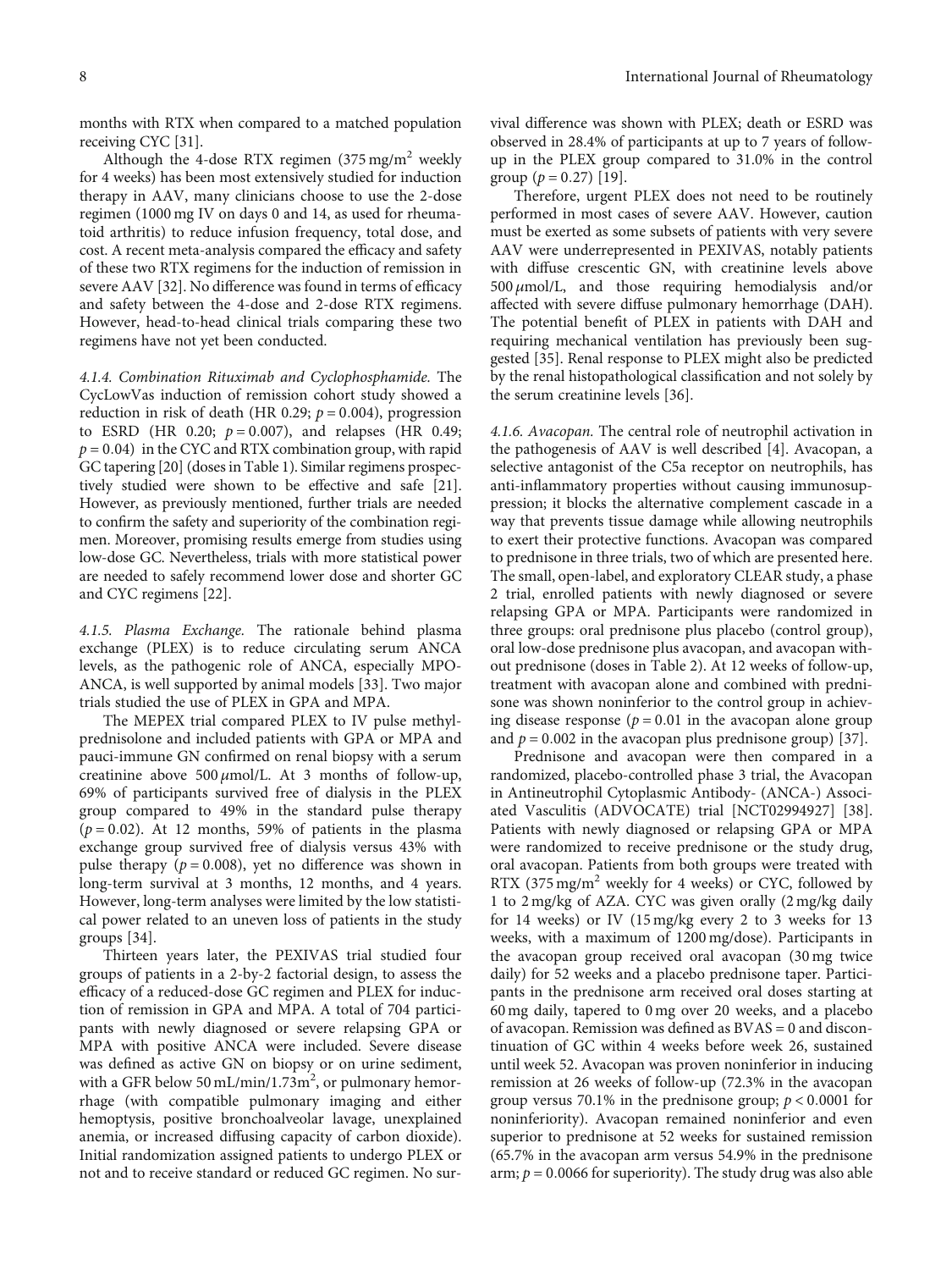months with RTX when compared to a matched population receiving CYC [31].

Although the 4-dose RTX regimen (375 mg/m$^2$ weekly for 4 weeks) has been most extensively studied for induction therapy in AAV, many clinicians choose to use the 2-dose regimen (1000 mg IV on days 0 and 14, as used for rheumatoid arthritis) to reduce infusion frequency, total dose, and cost. A recent meta-analysis compared the efficacy and safety of these two RTX regimens for the induction of remission in severe AAV [32]. No difference was found in terms of efficacy and safety between the 4-dose and 2-dose RTX regimens. However, head-to-head clinical trials comparing these two regimens have not yet been conducted.

*4.1.4. Combination Rituximab and Cyclophosphamide.* The CycLowVas induction of remission cohort study showed a reduction in risk of death (HR 0.29; $p = 0.004$), progression to ESRD (HR 0.20; $p = 0.007$), and relapses (HR 0.49; $p = 0.04$) in the CYC and RTX combination group, with rapid GC tapering [20] (doses in Table 1). Similar regimens prospectively studied were shown to be effective and safe [21]. However, as previously mentioned, further trials are needed to confirm the safety and superiority of the combination regimen. Moreover, promising results emerge from studies using low-dose GC. Nevertheless, trials with more statistical power are needed to safely recommend lower dose and shorter GC and CYC regimens [22].

*4.1.5. Plasma Exchange.* The rationale behind plasma exchange (PLEX) is to reduce circulating serum ANCA levels, as the pathogenic role of ANCA, especially MPO-ANCA, is well supported by animal models [33]. Two major trials studied the use of PLEX in GPA and MPA.

The MEPEX trial compared PLEX to IV pulse methylprednisolone and included patients with GPA or MPA and pauci-immune GN confirmed on renal biopsy with a serum creatinine above 500 $\mu$mol/L. At 3 months of follow-up, 69% of participants survived free of dialysis in the PLEX group compared to 49% in the standard pulse therapy ($p = 0.02$). At 12 months, 59% of patients in the plasma exchange group survived free of dialysis versus 43% with pulse therapy ($p = 0.008$), yet no difference was shown in long-term survival at 3 months, 12 months, and 4 years. However, long-term analyses were limited by the low statistical power related to an uneven loss of patients in the study groups [34].

Thirteen years later, the PEXIVAS trial studied four groups of patients in a 2-by-2 factorial design, to assess the efficacy of a reduced-dose GC regimen and PLEX for induction of remission in GPA and MPA. A total of 704 participants with newly diagnosed or severe relapsing GPA or MPA with positive ANCA were included. Severe disease was defined as active GN on biopsy or on urine sediment, with a GFR below 50 mL/min/1.73m$^2$, or pulmonary hemorrhage (with compatible pulmonary imaging and either hemoptysis, positive bronchoalveolar lavage, unexplained anemia, or increased diffusing capacity of carbon dioxide). Initial randomization assigned patients to undergo PLEX or not and to receive standard or reduced GC regimen. No survival difference was shown with PLEX; death or ESRD was observed in 28.4% of participants at up to 7 years of follow-up in the PLEX group compared to 31.0% in the control group ($p = 0.27$) [19].

Therefore, urgent PLEX does not need to be routinely performed in most cases of severe AAV. However, caution must be exerted as some subsets of patients with very severe AAV were underrepresented in PEXIVAS, notably patients with diffuse crescentic GN, with creatinine levels above 500 $\mu$mol/L, and those requiring hemodialysis and/or affected with severe diffuse pulmonary hemorrhage (DAH). The potential benefit of PLEX in patients with DAH and requiring mechanical ventilation has previously been suggested [35]. Renal response to PLEX might also be predicted by the renal histopathological classification and not solely by the serum creatinine levels [36].

*4.1.6. Avacopan.* The central role of neutrophil activation in the pathogenesis of AAV is well described [4]. Avacopan, a selective antagonist of the C5a receptor on neutrophils, has anti-inflammatory properties without causing immunosuppression; it blocks the alternative complement cascade in a way that prevents tissue damage while allowing neutrophils to exert their protective functions. Avacopan was compared to prednisone in three trials, two of which are presented here. The small, open-label, and exploratory CLEAR study, a phase 2 trial, enrolled patients with newly diagnosed or severe relapsing GPA or MPA. Participants were randomized in three groups: oral prednisone plus placebo (control group), oral low-dose prednisone plus avacopan, and avacopan without prednisone (doses in Table 2). At 12 weeks of follow-up, treatment with avacopan alone and combined with prednisone was shown noninferior to the control group in achieving disease response ($p = 0.01$ in the avacopan alone group and $p = 0.002$ in the avacopan plus prednisone group) [37].

Prednisone and avacopan were then compared in a randomized, placebo-controlled phase 3 trial, the Avacopan in Antineutrophil Cytoplasmic Antibody- (ANCA-) Associated Vasculitis (ADVOCATE) trial [NCT02994927] [38]. Patients with newly diagnosed or relapsing GPA or MPA were randomized to receive prednisone or the study drug, oral avacopan. Patients from both groups were treated with RTX (375 mg/m$^2$ weekly for 4 weeks) or CYC, followed by 1 to 2 mg/kg of AZA. CYC was given orally (2 mg/kg daily for 14 weeks) or IV (15 mg/kg every 2 to 3 weeks for 13 weeks, with a maximum of 1200 mg/dose). Participants in the avacopan group received oral avacopan (30 mg twice daily) for 52 weeks and a placebo prednisone taper. Participants in the prednisone arm received oral doses starting at 60 mg daily, tapered to 0 mg over 20 weeks, and a placebo of avacopan. Remission was defined as BVAS = 0 and discontinuation of GC within 4 weeks before week 26, sustained until week 52. Avacopan was proven noninferior in inducing remission at 26 weeks of follow-up (72.3% in the avacopan group versus 70.1% in the prednisone group; $p < 0.0001$ for noninferiority). Avacopan remained noninferior and even superior to prednisone at 52 weeks for sustained remission (65.7% in the avacopan arm versus 54.9% in the prednisone arm; $p = 0.0066$ for superiority). The study drug was also able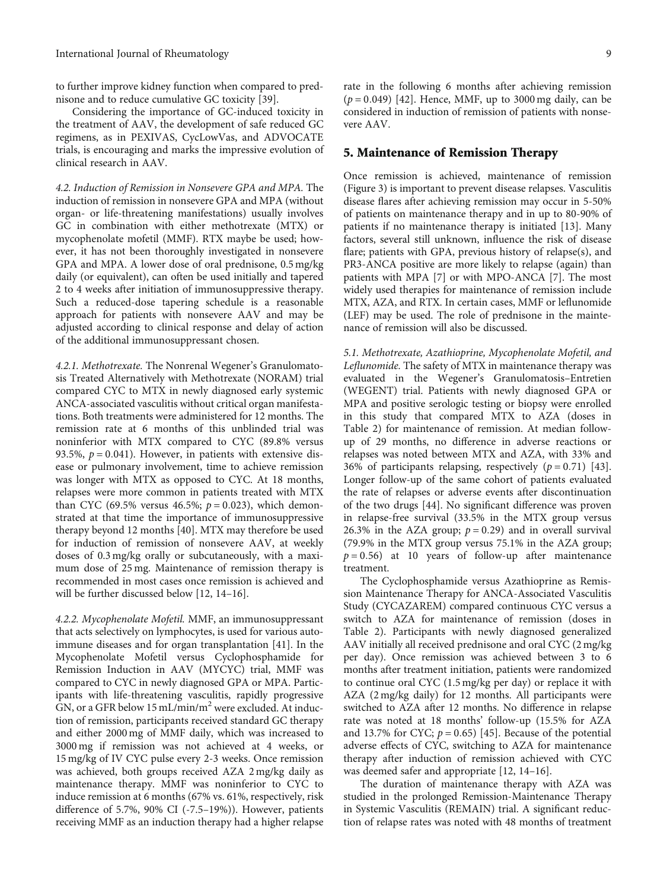to further improve kidney function when compared to prednisone and to reduce cumulative GC toxicity [39].

Considering the importance of GC-induced toxicity in the treatment of AAV, the development of safe reduced GC regimens, as in PEXIVAS, CycLowVas, and ADVOCATE trials, is encouraging and marks the impressive evolution of clinical research in AAV.

*4.2. Induction of Remission in Nonsevere GPA and MPA.* The induction of remission in nonsevere GPA and MPA (without organ- or life-threatening manifestations) usually involves GC in combination with either methotrexate (MTX) or mycophenolate mofetil (MMF). RTX maybe be used; however, it has not been thoroughly investigated in nonsevere GPA and MPA. A lower dose of oral prednisone, 0.5 mg/kg daily (or equivalent), can often be used initially and tapered 2 to 4 weeks after initiation of immunosuppressive therapy. Such a reduced-dose tapering schedule is a reasonable approach for patients with nonsevere AAV and may be adjusted according to clinical response and delay of action of the additional immunosuppressant chosen.

*4.2.1. Methotrexate.* The Nonrenal Wegener's Granulomatosis Treated Alternatively with Methotrexate (NORAM) trial compared CYC to MTX in newly diagnosed early systemic ANCA-associated vasculitis without critical organ manifestations. Both treatments were administered for 12 months. The remission rate at 6 months of this unblinded trial was noninferior with MTX compared to CYC (89.8% versus 93.5%, $p = 0.041$). However, in patients with extensive disease or pulmonary involvement, time to achieve remission was longer with MTX as opposed to CYC. At 18 months, relapses were more common in patients treated with MTX than CYC (69.5% versus 46.5%; $p = 0.023$), which demonstrated at that time the importance of immunosuppressive therapy beyond 12 months [40]. MTX may therefore be used for induction of remission of nonsevere AAV, at weekly doses of 0.3 mg/kg orally or subcutaneously, with a maximum dose of 25 mg. Maintenance of remission therapy is recommended in most cases once remission is achieved and will be further discussed below [12, 14–16].

*4.2.2. Mycophenolate Mofetil.* MMF, an immunosuppressant that acts selectively on lymphocytes, is used for various autoimmune diseases and for organ transplantation [41]. In the Mycophenolate Mofetil versus Cyclophosphamide for Remission Induction in AAV (MYCYC) trial, MMF was compared to CYC in newly diagnosed GPA or MPA. Participants with life-threatening vasculitis, rapidly progressive GN, or a GFR below 15 mL/min/m$^2$ were excluded. At induction of remission, participants received standard GC therapy and either 2000 mg of MMF daily, which was increased to 3000 mg if remission was not achieved at 4 weeks, or 15 mg/kg of IV CYC pulse every 2-3 weeks. Once remission was achieved, both groups received AZA 2 mg/kg daily as maintenance therapy. MMF was noninferior to CYC to induce remission at 6 months (67% vs. 61%, respectively, risk difference of 5.7%, 90% CI (-7.5–19%)). However, patients receiving MMF as an induction therapy had a higher relapse rate in the following 6 months after achieving remission ($p = 0.049$) [42]. Hence, MMF, up to 3000 mg daily, can be considered in induction of remission of patients with nonsevere AAV.

## 5. Maintenance of Remission Therapy

Once remission is achieved, maintenance of remission (Figure 3) is important to prevent disease relapses. Vasculitis disease flares after achieving remission may occur in 5-50% of patients on maintenance therapy and in up to 80-90% of patients if no maintenance therapy is initiated [13]. Many factors, several still unknown, influence the risk of disease flare; patients with GPA, previous history of relapse(s), and PR3-ANCA positive are more likely to relapse (again) than patients with MPA [7] or with MPO-ANCA [7]. The most widely used therapies for maintenance of remission include MTX, AZA, and RTX. In certain cases, MMF or leflunomide (LEF) may be used. The role of prednisone in the maintenance of remission will also be discussed.

*5.1. Methotrexate, Azathioprine, Mycophenolate Mofetil, and Leflunomide.* The safety of MTX in maintenance therapy was evaluated in the Wegener's Granulomatosis–Entretien (WEGENT) trial. Patients with newly diagnosed GPA or MPA and positive serologic testing or biopsy were enrolled in this study that compared MTX to AZA (doses in Table 2) for maintenance of remission. At median follow-up of 29 months, no difference in adverse reactions or relapses was noted between MTX and AZA, with 33% and 36% of participants relapsing, respectively ($p = 0.71$) [43]. Longer follow-up of the same cohort of patients evaluated the rate of relapses or adverse events after discontinuation of the two drugs [44]. No significant difference was proven in relapse-free survival (33.5% in the MTX group versus 26.3% in the AZA group; $p = 0.29$) and in overall survival (79.9% in the MTX group versus 75.1% in the AZA group; $p = 0.56$) at 10 years of follow-up after maintenance treatment.

The Cyclophosphamide versus Azathioprine as Remission Maintenance Therapy for ANCA-Associated Vasculitis Study (CYCAZAREM) compared continuous CYC versus a switch to AZA for maintenance of remission (doses in Table 2). Participants with newly diagnosed generalized AAV initially all received prednisone and oral CYC (2 mg/kg per day). Once remission was achieved between 3 to 6 months after treatment initiation, patients were randomized to continue oral CYC (1.5 mg/kg per day) or replace it with AZA (2 mg/kg daily) for 12 months. All participants were switched to AZA after 12 months. No difference in relapse rate was noted at 18 months' follow-up (15.5% for AZA and 13.7% for CYC; $p = 0.65$) [45]. Because of the potential adverse effects of CYC, switching to AZA for maintenance therapy after induction of remission achieved with CYC was deemed safer and appropriate [12, 14–16].

The duration of maintenance therapy with AZA was studied in the prolonged Remission-Maintenance Therapy in Systemic Vasculitis (REMAIN) trial. A significant reduction of relapse rates was noted with 48 months of treatment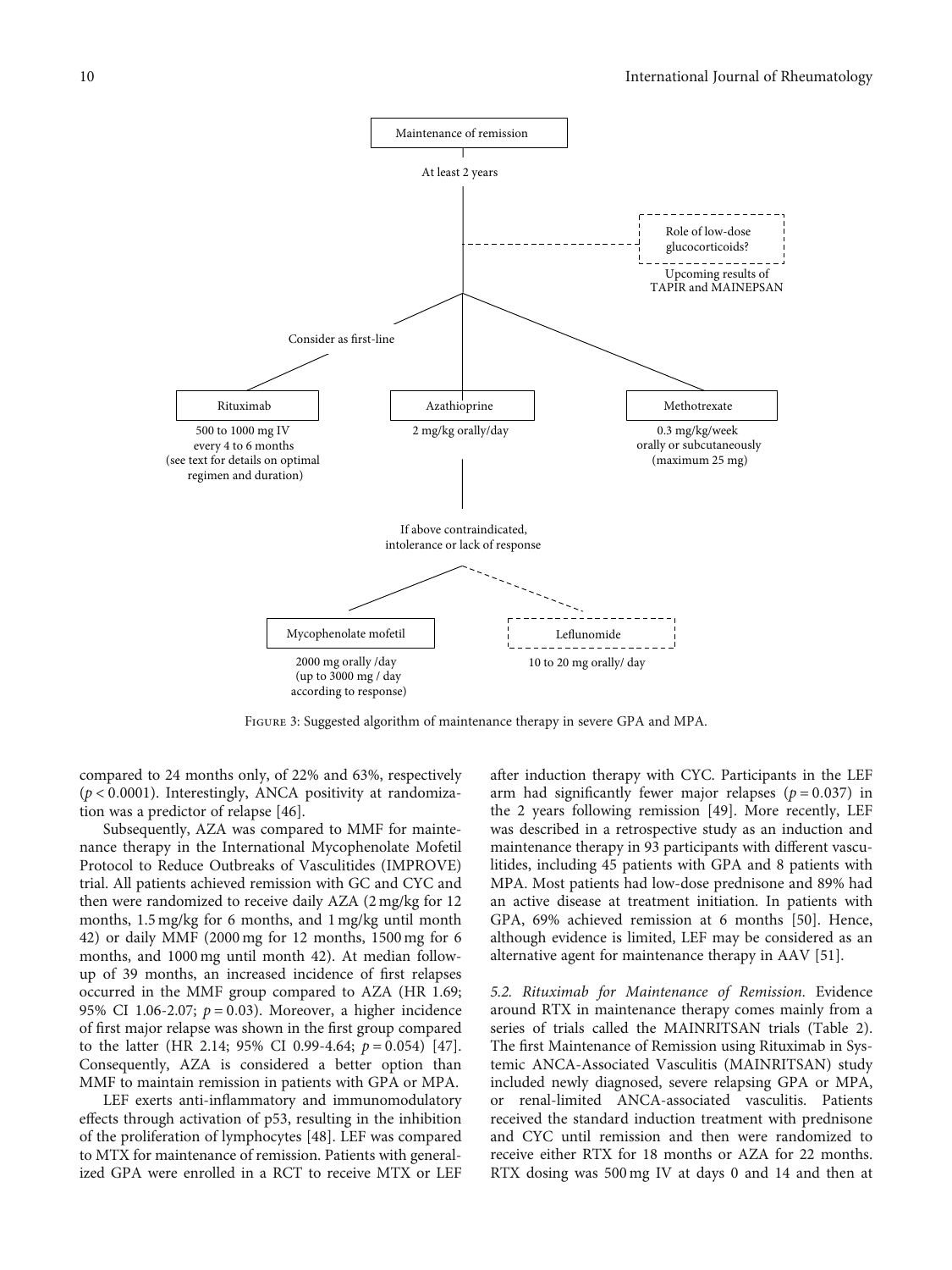Maintenance of remission

At least 2 years

Role of low-dose glucocorticoids?

Upcoming results of TAPIR and MAINEPSAN

Consider as first-line

Rituximab
500 to 1000 mg IV every 4 to 6 months (see text for details on optimal regimen and duration)

Azathioprine
2 mg/kg orally/day

Methotrexate
0.3 mg/kg/week orally or subcutaneously (maximum 25 mg)

If above contraindicated, intolerance or lack of response

Mycophenolate mofetil
2000 mg orally /day (up to 3000 mg / day according to response)

Leflunomide
10 to 20 mg orally/ day

Figure 3: Suggested algorithm of maintenance therapy in severe GPA and MPA.

compared to 24 months only, of 22% and 63%, respectively ($p < 0.0001$). Interestingly, ANCA positivity at randomization was a predictor of relapse [46].

Subsequently, AZA was compared to MMF for maintenance therapy in the International Mycophenolate Mofetil Protocol to Reduce Outbreaks of Vasculitides (IMPROVE) trial. All patients achieved remission with GC and CYC and then were randomized to receive daily AZA (2 mg/kg for 12 months, 1.5 mg/kg for 6 months, and 1 mg/kg until month 42) or daily MMF (2000 mg for 12 months, 1500 mg for 6 months, and 1000 mg until month 42). At median follow-up of 39 months, an increased incidence of first relapses occurred in the MMF group compared to AZA (HR 1.69; 95% CI 1.06-2.07; $p = 0.03$). Moreover, a higher incidence of first major relapse was shown in the first group compared to the latter (HR 2.14; 95% CI 0.99-4.64; $p = 0.054$) [47]. Consequently, AZA is considered a better option than MMF to maintain remission in patients with GPA or MPA.

LEF exerts anti-inflammatory and immunomodulatory effects through activation of p53, resulting in the inhibition of the proliferation of lymphocytes [48]. LEF was compared to MTX for maintenance of remission. Patients with generalized GPA were enrolled in a RCT to receive MTX or LEF after induction therapy with CYC. Participants in the LEF arm had significantly fewer major relapses ($p = 0.037$) in the 2 years following remission [49]. More recently, LEF was described in a retrospective study as an induction and maintenance therapy in 93 participants with different vasculitides, including 45 patients with GPA and 8 patients with MPA. Most patients had low-dose prednisone and 89% had an active disease at treatment initiation. In patients with GPA, 69% achieved remission at 6 months [50]. Hence, although evidence is limited, LEF may be considered as an alternative agent for maintenance therapy in AAV [51].

*5.2. Rituximab for Maintenance of Remission.* Evidence around RTX in maintenance therapy comes mainly from a series of trials called the MAINRITSAN trials (Table 2). The first Maintenance of Remission using Rituximab in Systemic ANCA-Associated Vasculitis (MAINRITSAN) study included newly diagnosed, severe relapsing GPA or MPA, or renal-limited ANCA-associated vasculitis. Patients received the standard induction treatment with prednisone and CYC until remission and then were randomized to receive either RTX for 18 months or AZA for 22 months. RTX dosing was 500 mg IV at days 0 and 14 and then at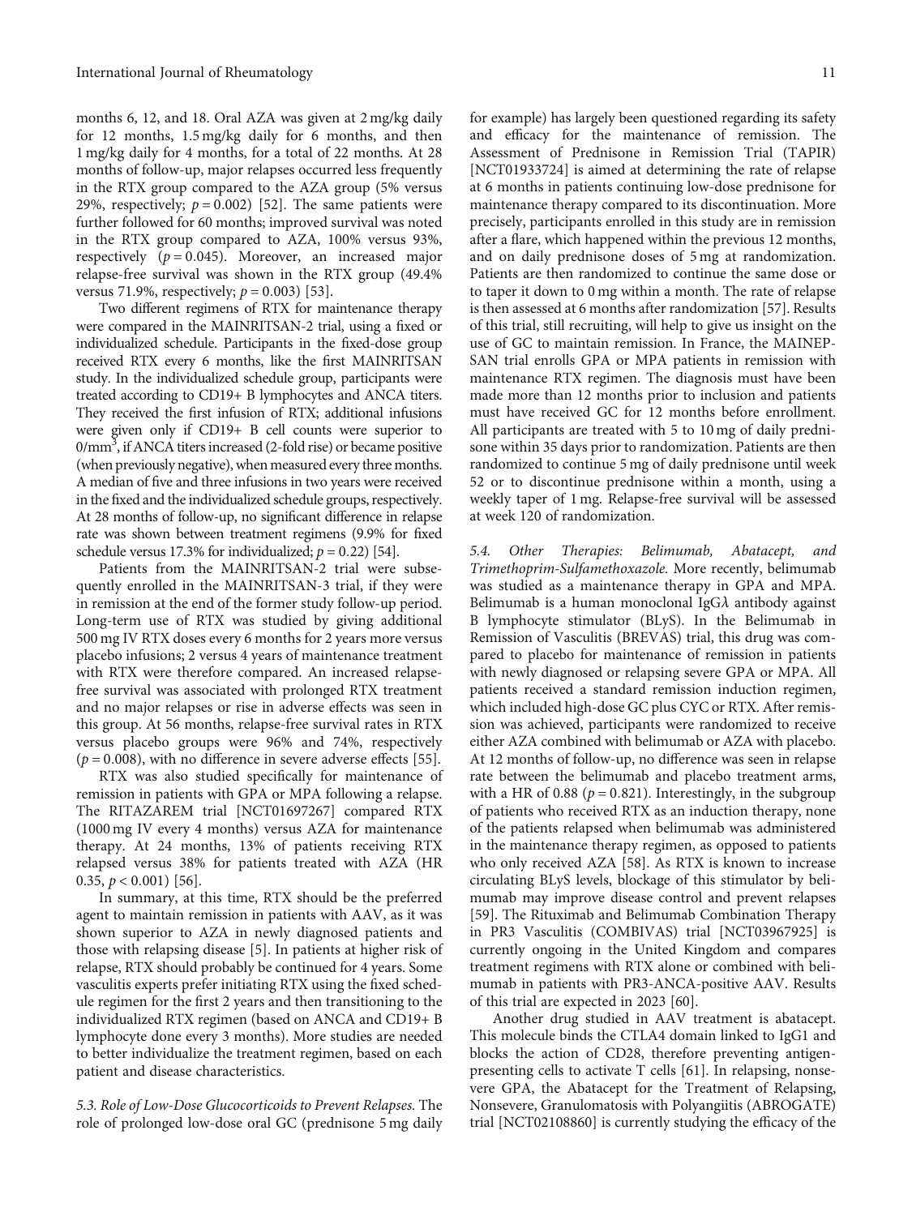months 6, 12, and 18. Oral AZA was given at 2 mg/kg daily for 12 months, 1.5 mg/kg daily for 6 months, and then 1 mg/kg daily for 4 months, for a total of 22 months. At 28 months of follow-up, major relapses occurred less frequently in the RTX group compared to the AZA group (5% versus 29%, respectively; $p = 0.002$) [52]. The same patients were further followed for 60 months; improved survival was noted in the RTX group compared to AZA, 100% versus 93%, respectively ($p = 0.045$). Moreover, an increased major relapse-free survival was shown in the RTX group (49.4% versus 71.9%, respectively; $p = 0.003$) [53].

Two different regimens of RTX for maintenance therapy were compared in the MAINRITSAN-2 trial, using a fixed or individualized schedule. Participants in the fixed-dose group received RTX every 6 months, like the first MAINRITSAN study. In the individualized schedule group, participants were treated according to CD19+ B lymphocytes and ANCA titers. They received the first infusion of RTX; additional infusions were given only if CD19+ B cell counts were superior to $0/mm^3$, if ANCA titers increased (2-fold rise) or became positive (when previously negative), when measured every three months. A median of five and three infusions in two years were received in the fixed and the individualized schedule groups, respectively. At 28 months of follow-up, no significant difference in relapse rate was shown between treatment regimens (9.9% for fixed schedule versus 17.3% for individualized; $p = 0.22$) [54].

Patients from the MAINRITSAN-2 trial were subsequently enrolled in the MAINRITSAN-3 trial, if they were in remission at the end of the former study follow-up period. Long-term use of RTX was studied by giving additional 500 mg IV RTX doses every 6 months for 2 years more versus placebo infusions; 2 versus 4 years of maintenance treatment with RTX were therefore compared. An increased relapse-free survival was associated with prolonged RTX treatment and no major relapses or rise in adverse effects was seen in this group. At 56 months, relapse-free survival rates in RTX versus placebo groups were 96% and 74%, respectively ($p = 0.008$), with no difference in severe adverse effects [55].

RTX was also studied specifically for maintenance of remission in patients with GPA or MPA following a relapse. The RITAZAREM trial [NCT01697267] compared RTX (1000 mg IV every 4 months) versus AZA for maintenance therapy. At 24 months, 13% of patients receiving RTX relapsed versus 38% for patients treated with AZA (HR 0.35, $p < 0.001$) [56].

In summary, at this time, RTX should be the preferred agent to maintain remission in patients with AAV, as it was shown superior to AZA in newly diagnosed patients and those with relapsing disease [5]. In patients at higher risk of relapse, RTX should probably be continued for 4 years. Some vasculitis experts prefer initiating RTX using the fixed schedule regimen for the first 2 years and then transitioning to the individualized RTX regimen (based on ANCA and CD19+ B lymphocyte done every 3 months). More studies are needed to better individualize the treatment regimen, based on each patient and disease characteristics.

*5.3. Role of Low-Dose Glucocorticoids to Prevent Relapses.* The role of prolonged low-dose oral GC (prednisone 5 mg daily for example) has largely been questioned regarding its safety and efficacy for the maintenance of remission. The Assessment of Prednisone in Remission Trial (TAPIR) [NCT01933724] is aimed at determining the rate of relapse at 6 months in patients continuing low-dose prednisone for maintenance therapy compared to its discontinuation. More precisely, participants enrolled in this study are in remission after a flare, which happened within the previous 12 months, and on daily prednisone doses of 5 mg at randomization. Patients are then randomized to continue the same dose or to taper it down to 0 mg within a month. The rate of relapse is then assessed at 6 months after randomization [57]. Results of this trial, still recruiting, will help to give us insight on the use of GC to maintain remission. In France, the MAINEPSAN trial enrolls GPA or MPA patients in remission with maintenance RTX regimen. The diagnosis must have been made more than 12 months prior to inclusion and patients must have received GC for 12 months before enrollment. All participants are treated with 5 to 10 mg of daily prednisone within 35 days prior to randomization. Patients are then randomized to continue 5 mg of daily prednisone until week 52 or to discontinue prednisone within a month, using a weekly taper of 1 mg. Relapse-free survival will be assessed at week 120 of randomization.

*5.4. Other Therapies: Belimumab, Abatacept, and Trimethoprim-Sulfamethoxazole.* More recently, belimumab was studied as a maintenance therapy in GPA and MPA. Belimumab is a human monoclonal IgG$\lambda$ antibody against B lymphocyte stimulator (BLyS). In the Belimumab in Remission of Vasculitis (BREVAS) trial, this drug was compared to placebo for maintenance of remission in patients with newly diagnosed or relapsing severe GPA or MPA. All patients received a standard remission induction regimen, which included high-dose GC plus CYC or RTX. After remission was achieved, participants were randomized to receive either AZA combined with belimumab or AZA with placebo. At 12 months of follow-up, no difference was seen in relapse rate between the belimumab and placebo treatment arms, with a HR of 0.88 ($p = 0.821$). Interestingly, in the subgroup of patients who received RTX as an induction therapy, none of the patients relapsed when belimumab was administered in the maintenance therapy regimen, as opposed to patients who only received AZA [58]. As RTX is known to increase circulating BLyS levels, blockage of this stimulator by belimumab may improve disease control and prevent relapses [59]. The Rituximab and Belimumab Combination Therapy in PR3 Vasculitis (COMBIVAS) trial [NCT03967925] is currently ongoing in the United Kingdom and compares treatment regimens with RTX alone or combined with belimumab in patients with PR3-ANCA-positive AAV. Results of this trial are expected in 2023 [60].

Another drug studied in AAV treatment is abatacept. This molecule binds the CTLA4 domain linked to IgG1 and blocks the action of CD28, therefore preventing antigen-presenting cells to activate T cells [61]. In relapsing, nonsevere GPA, the Abatacept for the Treatment of Relapsing, Nonsevere, Granulomatosis with Polyangiitis (ABROGATE) trial [NCT02108860] is currently studying the efficacy of the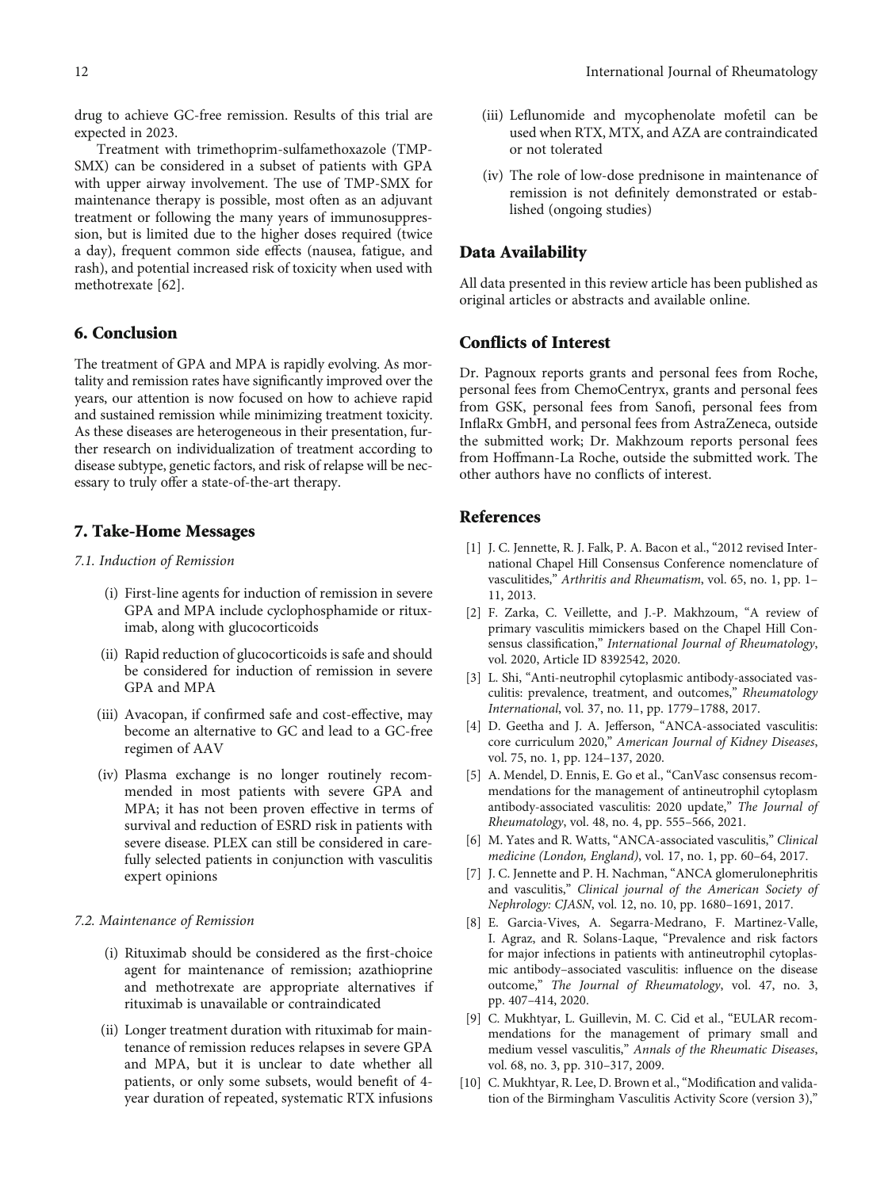drug to achieve GC-free remission. Results of this trial are expected in 2023.

Treatment with trimethoprim-sulfamethoxazole (TMP-SMX) can be considered in a subset of patients with GPA with upper airway involvement. The use of TMP-SMX for maintenance therapy is possible, most often as an adjuvant treatment or following the many years of immunosuppression, but is limited due to the higher doses required (twice a day), frequent common side effects (nausea, fatigue, and rash), and potential increased risk of toxicity when used with methotrexate [62].

## 6. Conclusion

The treatment of GPA and MPA is rapidly evolving. As mortality and remission rates have significantly improved over the years, our attention is now focused on how to achieve rapid and sustained remission while minimizing treatment toxicity. As these diseases are heterogeneous in their presentation, further research on individualization of treatment according to disease subtype, genetic factors, and risk of relapse will be necessary to truly offer a state-of-the-art therapy.

## 7. Take-Home Messages

### *7.1. Induction of Remission*

(i) First-line agents for induction of remission in severe GPA and MPA include cyclophosphamide or rituximab, along with glucocorticoids

(ii) Rapid reduction of glucocorticoids is safe and should be considered for induction of remission in severe GPA and MPA

(iii) Avacopan, if confirmed safe and cost-effective, may become an alternative to GC and lead to a GC-free regimen of AAV

(iv) Plasma exchange is no longer routinely recommended in most patients with severe GPA and MPA; it has not been proven effective in terms of survival and reduction of ESRD risk in patients with severe disease. PLEX can still be considered in carefully selected patients in conjunction with vasculitis expert opinions

### *7.2. Maintenance of Remission*

(i) Rituximab should be considered as the first-choice agent for maintenance of remission; azathioprine and methotrexate are appropriate alternatives if rituximab is unavailable or contraindicated

(ii) Longer treatment duration with rituximab for maintenance of remission reduces relapses in severe GPA and MPA, but it is unclear to date whether all patients, or only some subsets, would benefit of 4-year duration of repeated, systematic RTX infusions

(iii) Leflunomide and mycophenolate mofetil can be used when RTX, MTX, and AZA are contraindicated or not tolerated

(iv) The role of low-dose prednisone in maintenance of remission is not definitely demonstrated or established (ongoing studies)

## Data Availability

All data presented in this review article has been published as original articles or abstracts and available online.

## Conflicts of Interest

Dr. Pagnoux reports grants and personal fees from Roche, personal fees from ChemoCentryx, grants and personal fees from GSK, personal fees from Sanofi, personal fees from InflaRx GmbH, and personal fees from AstraZeneca, outside the submitted work; Dr. Makhzoum reports personal fees from Hoffmann-La Roche, outside the submitted work. The other authors have no conflicts of interest.

## References

[1] J. C. Jennette, R. J. Falk, P. A. Bacon et al., "2012 revised International Chapel Hill Consensus Conference nomenclature of vasculitides," *Arthritis and Rheumatism*, vol. 65, no. 1, pp. 1–11, 2013.

[2] F. Zarka, C. Veillette, and J.-P. Makhzoum, "A review of primary vasculitis mimickers based on the Chapel Hill Consensus classification," *International Journal of Rheumatology*, vol. 2020, Article ID 8392542, 2020.

[3] L. Shi, "Anti-neutrophil cytoplasmic antibody-associated vasculitis: prevalence, treatment, and outcomes," *Rheumatology International*, vol. 37, no. 11, pp. 1779–1788, 2017.

[4] D. Geetha and J. A. Jefferson, "ANCA-associated vasculitis: core curriculum 2020," *American Journal of Kidney Diseases*, vol. 75, no. 1, pp. 124–137, 2020.

[5] A. Mendel, D. Ennis, E. Go et al., "CanVasc consensus recommendations for the management of antineutrophil cytoplasm antibody-associated vasculitis: 2020 update," *The Journal of Rheumatology*, vol. 48, no. 4, pp. 555–566, 2021.

[6] M. Yates and R. Watts, "ANCA-associated vasculitis," *Clinical medicine (London, England)*, vol. 17, no. 1, pp. 60–64, 2017.

[7] J. C. Jennette and P. H. Nachman, "ANCA glomerulonephritis and vasculitis," *Clinical journal of the American Society of Nephrology: CJASN*, vol. 12, no. 10, pp. 1680–1691, 2017.

[8] E. Garcia-Vives, A. Segarra-Medrano, F. Martinez-Valle, I. Agraz, and R. Solans-Laque, "Prevalence and risk factors for major infections in patients with antineutrophil cytoplasmic antibody–associated vasculitis: influence on the disease outcome," *The Journal of Rheumatology*, vol. 47, no. 3, pp. 407–414, 2020.

[9] C. Mukhtyar, L. Guillevin, M. C. Cid et al., "EULAR recommendations for the management of primary small and medium vessel vasculitis," *Annals of the Rheumatic Diseases*, vol. 68, no. 3, pp. 310–317, 2009.

[10] C. Mukhtyar, R. Lee, D. Brown et al., "Modification and validation of the Birmingham Vasculitis Activity Score (version 3),"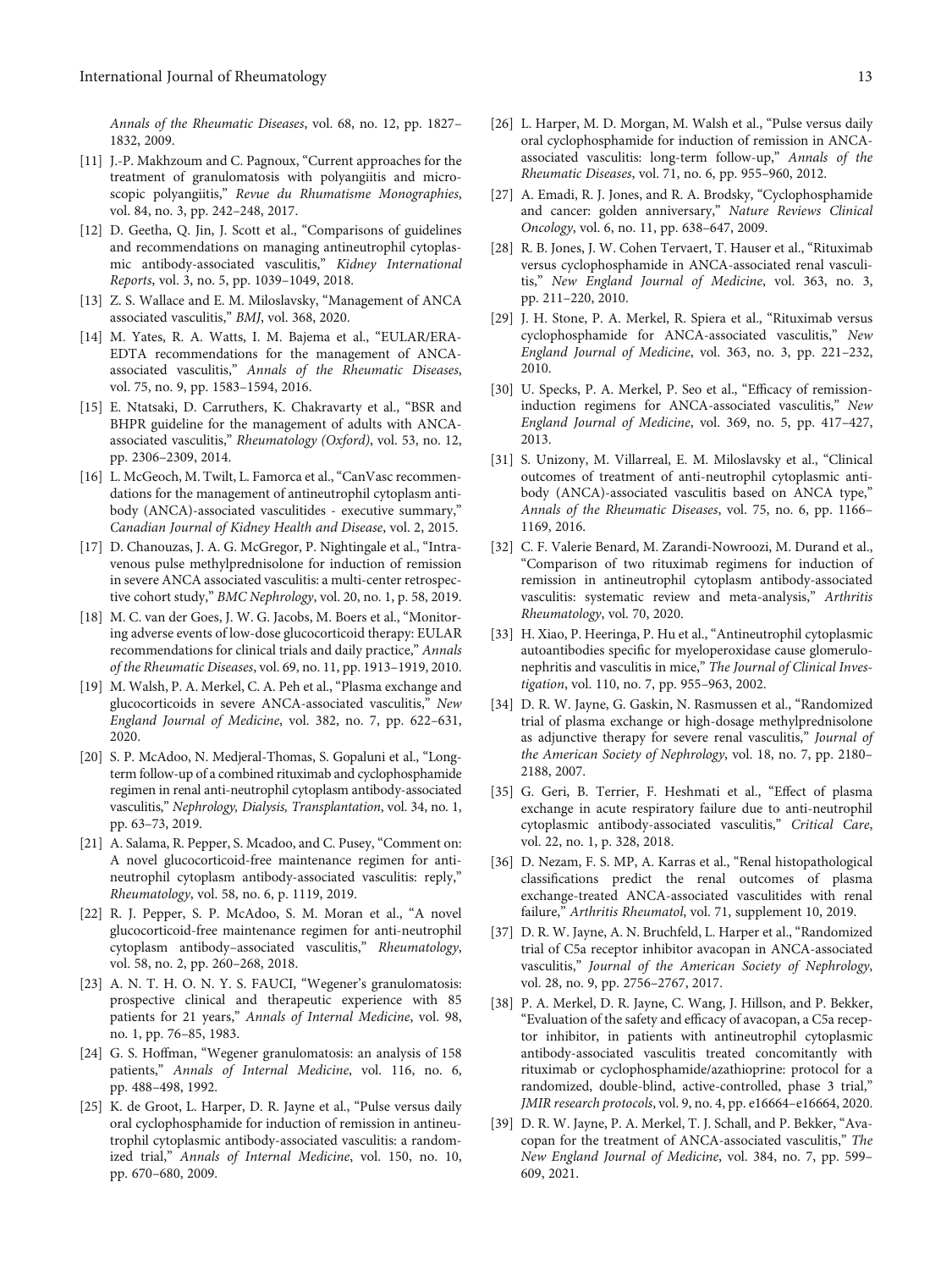Annals of the Rheumatic Diseases, vol. 68, no. 12, pp. 1827–1832, 2009.

[11] J.-P. Makhzoum and C. Pagnoux, “Current approaches for the treatment of granulomatosis with polyangiitis and microscopic polyangiitis,” *Revue du Rhumatisme Monographies*, vol. 84, no. 3, pp. 242–248, 2017.

[12] D. Geetha, Q. Jin, J. Scott et al., “Comparisons of guidelines and recommendations on managing antineutrophil cytoplasmic antibody-associated vasculitis,” *Kidney International Reports*, vol. 3, no. 5, pp. 1039–1049, 2018.

[13] Z. S. Wallace and E. M. Miloslavsky, “Management of ANCA associated vasculitis,” *BMJ*, vol. 368, 2020.

[14] M. Yates, R. A. Watts, I. M. Bajema et al., “EULAR/ERA-EDTA recommendations for the management of ANCA-associated vasculitis,” *Annals of the Rheumatic Diseases*, vol. 75, no. 9, pp. 1583–1594, 2016.

[15] E. Ntatsaki, D. Carruthers, K. Chakravarty et al., “BSR and BHPR guideline for the management of adults with ANCA-associated vasculitis,” *Rheumatology (Oxford)*, vol. 53, no. 12, pp. 2306–2309, 2014.

[16] L. McGeoch, M. Twilt, L. Famorca et al., “CanVasc recommendations for the management of antineutrophil cytoplasm antibody (ANCA)-associated vasculitides - executive summary,” *Canadian Journal of Kidney Health and Disease*, vol. 2, 2015.

[17] D. Chanouzas, J. A. G. McGregor, P. Nightingale et al., “Intravenous pulse methylprednisolone for induction of remission in severe ANCA associated vasculitis: a multi-center retrospective cohort study,” *BMC Nephrology*, vol. 20, no. 1, p. 58, 2019.

[18] M. C. van der Goes, J. W. G. Jacobs, M. Boers et al., “Monitoring adverse events of low-dose glucocorticoid therapy: EULAR recommendations for clinical trials and daily practice,” *Annals of the Rheumatic Diseases*, vol. 69, no. 11, pp. 1913–1919, 2010.

[19] M. Walsh, P. A. Merkel, C. A. Peh et al., “Plasma exchange and glucocorticoids in severe ANCA-associated vasculitis,” *New England Journal of Medicine*, vol. 382, no. 7, pp. 622–631, 2020.

[20] S. P. McAdoo, N. Medjeral-Thomas, S. Gopaluni et al., “Long-term follow-up of a combined rituximab and cyclophosphamide regimen in renal anti-neutrophil cytoplasm antibody-associated vasculitis,” *Nephrology, Dialysis, Transplantation*, vol. 34, no. 1, pp. 63–73, 2019.

[21] A. Salama, R. Pepper, S. Mcadoo, and C. Pusey, “Comment on: A novel glucocorticoid-free maintenance regimen for anti-neutrophil cytoplasm antibody-associated vasculitis: reply,” *Rheumatology*, vol. 58, no. 6, p. 1119, 2019.

[22] R. J. Pepper, S. P. McAdoo, S. M. Moran et al., “A novel glucocorticoid-free maintenance regimen for anti-neutrophil cytoplasm antibody–associated vasculitis,” *Rheumatology*, vol. 58, no. 2, pp. 260–268, 2018.

[23] A. N. T. H. O. N. Y. S. FAUCI, “Wegener’s granulomatosis: prospective clinical and therapeutic experience with 85 patients for 21 years,” *Annals of Internal Medicine*, vol. 98, no. 1, pp. 76–85, 1983.

[24] G. S. Hoffman, “Wegener granulomatosis: an analysis of 158 patients,” *Annals of Internal Medicine*, vol. 116, no. 6, pp. 488–498, 1992.

[25] K. de Groot, L. Harper, D. R. Jayne et al., “Pulse versus daily oral cyclophosphamide for induction of remission in antineutrophil cytoplasmic antibody-associated vasculitis: a randomized trial,” *Annals of Internal Medicine*, vol. 150, no. 10, pp. 670–680, 2009.

[26] L. Harper, M. D. Morgan, M. Walsh et al., “Pulse versus daily oral cyclophosphamide for induction of remission in ANCA-associated vasculitis: long-term follow-up,” *Annals of the Rheumatic Diseases*, vol. 71, no. 6, pp. 955–960, 2012.

[27] A. Emadi, R. J. Jones, and R. A. Brodsky, “Cyclophosphamide and cancer: golden anniversary,” *Nature Reviews Clinical Oncology*, vol. 6, no. 11, pp. 638–647, 2009.

[28] R. B. Jones, J. W. Cohen Tervaert, T. Hauser et al., “Rituximab versus cyclophosphamide in ANCA-associated renal vasculitis,” *New England Journal of Medicine*, vol. 363, no. 3, pp. 211–220, 2010.

[29] J. H. Stone, P. A. Merkel, R. Spiera et al., “Rituximab versus cyclophosphamide for ANCA-associated vasculitis,” *New England Journal of Medicine*, vol. 363, no. 3, pp. 221–232, 2010.

[30] U. Specks, P. A. Merkel, P. Seo et al., “Efficacy of remission-induction regimens for ANCA-associated vasculitis,” *New England Journal of Medicine*, vol. 369, no. 5, pp. 417–427, 2013.

[31] S. Unizony, M. Villarreal, E. M. Miloslavsky et al., “Clinical outcomes of treatment of anti-neutrophil cytoplasmic antibody (ANCA)-associated vasculitis based on ANCA type,” *Annals of the Rheumatic Diseases*, vol. 75, no. 6, pp. 1166–1169, 2016.

[32] C. F. Valerie Benard, M. Zarandi-Nowroozi, M. Durand et al., “Comparison of two rituximab regimens for induction of remission in antineutrophil cytoplasm antibody-associated vasculitis: systematic review and meta-analysis,” *Arthritis Rheumatology*, vol. 70, 2020.

[33] H. Xiao, P. Heeringa, P. Hu et al., “Antineutrophil cytoplasmic autoantibodies specific for myeloperoxidase cause glomerulonephritis and vasculitis in mice,” *The Journal of Clinical Investigation*, vol. 110, no. 7, pp. 955–963, 2002.

[34] D. R. W. Jayne, G. Gaskin, N. Rasmussen et al., “Randomized trial of plasma exchange or high-dosage methylprednisolone as adjunctive therapy for severe renal vasculitis,” *Journal of the American Society of Nephrology*, vol. 18, no. 7, pp. 2180–2188, 2007.

[35] G. Geri, B. Terrier, F. Heshmati et al., “Effect of plasma exchange in acute respiratory failure due to anti-neutrophil cytoplasmic antibody-associated vasculitis,” *Critical Care*, vol. 22, no. 1, p. 328, 2018.

[36] D. Nezam, F. S. MP, A. Karras et al., “Renal histopathological classifications predict the renal outcomes of plasma exchange-treated ANCA-associated vasculitides with renal failure,” *Arthritis Rheumatol*, vol. 71, supplement 10, 2019.

[37] D. R. W. Jayne, A. N. Bruchfeld, L. Harper et al., “Randomized trial of C5a receptor inhibitor avacopan in ANCA-associated vasculitis,” *Journal of the American Society of Nephrology*, vol. 28, no. 9, pp. 2756–2767, 2017.

[38] P. A. Merkel, D. R. Jayne, C. Wang, J. Hillson, and P. Bekker, “Evaluation of the safety and efficacy of avacopan, a C5a receptor inhibitor, in patients with antineutrophil cytoplasmic antibody-associated vasculitis treated concomitantly with rituximab or cyclophosphamide/azathioprine: protocol for a randomized, double-blind, active-controlled, phase 3 trial,” *JMIR research protocols*, vol. 9, no. 4, pp. e16664–e16664, 2020.

[39] D. R. W. Jayne, P. A. Merkel, T. J. Schall, and P. Bekker, “Avacopan for the treatment of ANCA-associated vasculitis,” *The New England Journal of Medicine*, vol. 384, no. 7, pp. 599–609, 2021.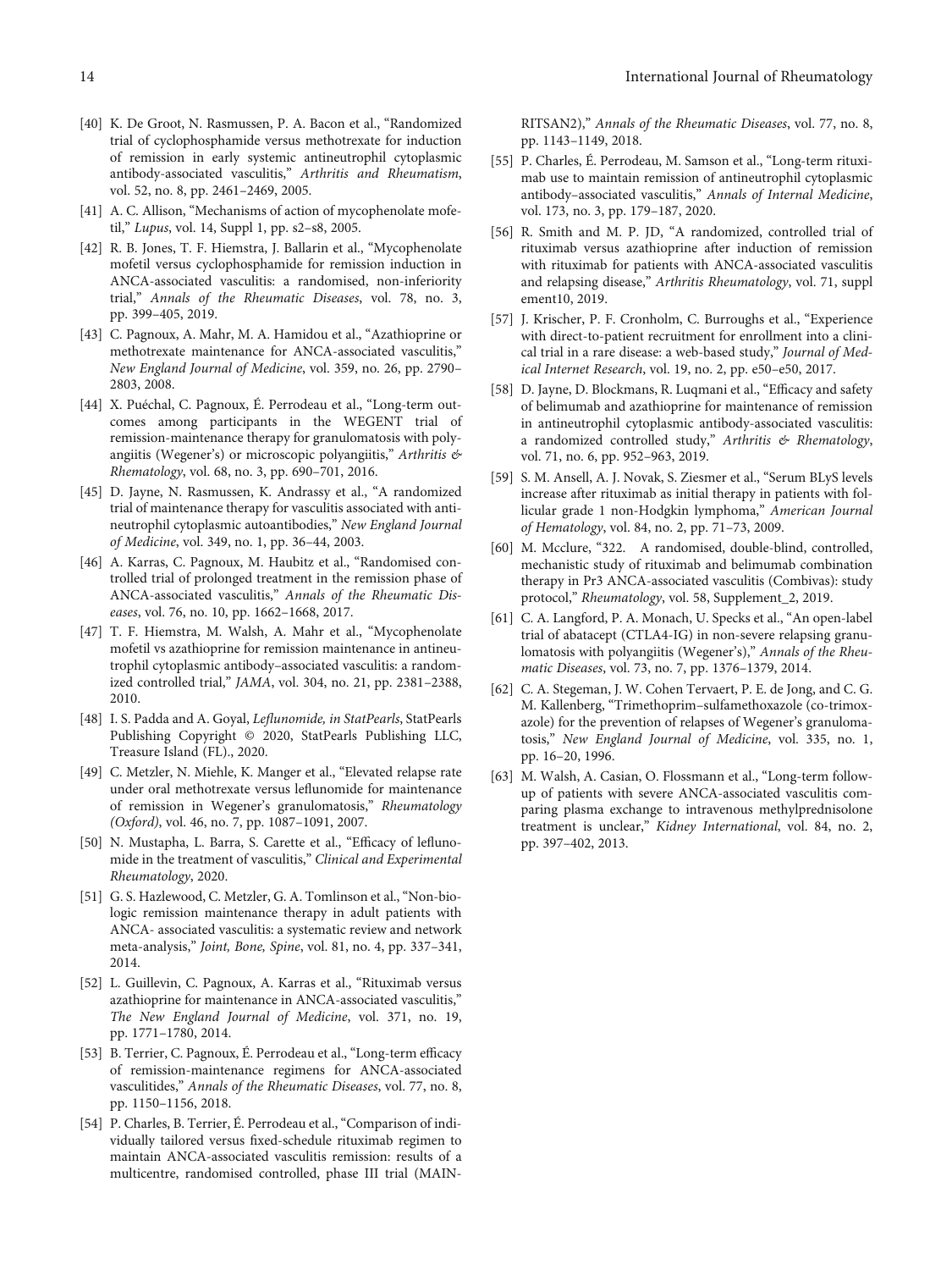[40] K. De Groot, N. Rasmussen, P. A. Bacon et al., "Randomized trial of cyclophosphamide versus methotrexate for induction of remission in early systemic antineutrophil cytoplasmic antibody-associated vasculitis," *Arthritis and Rheumatism*, vol. 52, no. 8, pp. 2461–2469, 2005.

[41] A. C. Allison, "Mechanisms of action of mycophenolate mofetil," *Lupus*, vol. 14, Suppl 1, pp. s2–s8, 2005.

[42] R. B. Jones, T. F. Hiemstra, J. Ballarin et al., "Mycophenolate mofetil versus cyclophosphamide for remission induction in ANCA-associated vasculitis: a randomised, non-inferiority trial," *Annals of the Rheumatic Diseases*, vol. 78, no. 3, pp. 399–405, 2019.

[43] C. Pagnoux, A. Mahr, M. A. Hamidou et al., "Azathioprine or methotrexate maintenance for ANCA-associated vasculitis," *New England Journal of Medicine*, vol. 359, no. 26, pp. 2790–2803, 2008.

[44] X. Puéchal, C. Pagnoux, É. Perrodeau et al., "Long-term outcomes among participants in the WEGENT trial of remission-maintenance therapy for granulomatosis with polyangiitis (Wegener's) or microscopic polyangiitis," *Arthritis & Rheumatology*, vol. 68, no. 3, pp. 690–701, 2016.

[45] D. Jayne, N. Rasmussen, K. Andrassy et al., "A randomized trial of maintenance therapy for vasculitis associated with antineutrophil cytoplasmic autoantibodies," *New England Journal of Medicine*, vol. 349, no. 1, pp. 36–44, 2003.

[46] A. Karras, C. Pagnoux, M. Haubitz et al., "Randomised controlled trial of prolonged treatment in the remission phase of ANCA-associated vasculitis," *Annals of the Rheumatic Diseases*, vol. 76, no. 10, pp. 1662–1668, 2017.

[47] T. F. Hiemstra, M. Walsh, A. Mahr et al., "Mycophenolate mofetil vs azathioprine for remission maintenance in antineutrophil cytoplasmic antibody–associated vasculitis: a randomized controlled trial," *JAMA*, vol. 304, no. 21, pp. 2381–2388, 2010.

[48] I. S. Padda and A. Goyal, *Leflunomide, in StatPearls*, StatPearls Publishing Copyright © 2020, StatPearls Publishing LLC, Treasure Island (FL)., 2020.

[49] C. Metzler, N. Miehle, K. Manger et al., "Elevated relapse rate under oral methotrexate versus leflunomide for maintenance of remission in Wegener's granulomatosis," *Rheumatology (Oxford)*, vol. 46, no. 7, pp. 1087–1091, 2007.

[50] N. Mustapha, L. Barra, S. Carette et al., "Efficacy of leflunomide in the treatment of vasculitis," *Clinical and Experimental Rheumatology*, 2020.

[51] G. S. Hazlewood, C. Metzler, G. A. Tomlinson et al., "Non-biologic remission maintenance therapy in adult patients with ANCA- associated vasculitis: a systematic review and network meta-analysis," *Joint, Bone, Spine*, vol. 81, no. 4, pp. 337–341, 2014.

[52] L. Guillevin, C. Pagnoux, A. Karras et al., "Rituximab versus azathioprine for maintenance in ANCA-associated vasculitis," *The New England Journal of Medicine*, vol. 371, no. 19, pp. 1771–1780, 2014.

[53] B. Terrier, C. Pagnoux, É. Perrodeau et al., "Long-term efficacy of remission-maintenance regimens for ANCA-associated vasculitides," *Annals of the Rheumatic Diseases*, vol. 77, no. 8, pp. 1150–1156, 2018.

[54] P. Charles, B. Terrier, É. Perrodeau et al., "Comparison of individually tailored versus fixed-schedule rituximab regimen to maintain ANCA-associated vasculitis remission: results of a multicentre, randomised controlled, phase III trial (MAINRITSAN2)," *Annals of the Rheumatic Diseases*, vol. 77, no. 8, pp. 1143–1149, 2018.

[55] P. Charles, É. Perrodeau, M. Samson et al., "Long-term rituximab use to maintain remission of antineutrophil cytoplasmic antibody–associated vasculitis," *Annals of Internal Medicine*, vol. 173, no. 3, pp. 179–187, 2020.

[56] R. Smith and M. P. JD, "A randomized, controlled trial of rituximab versus azathioprine after induction of remission with rituximab for patients with ANCA-associated vasculitis and relapsing disease," *Arthritis Rheumatology*, vol. 71, suppl ement10, 2019.

[57] J. Krischer, P. F. Cronholm, C. Burroughs et al., "Experience with direct-to-patient recruitment for enrollment into a clinical trial in a rare disease: a web-based study," *Journal of Medical Internet Research*, vol. 19, no. 2, pp. e50–e50, 2017.

[58] D. Jayne, D. Blockmans, R. Luqmani et al., "Efficacy and safety of belimumab and azathioprine for maintenance of remission in antineutrophil cytoplasmic antibody-associated vasculitis: a randomized controlled study," *Arthritis & Rheumatology*, vol. 71, no. 6, pp. 952–963, 2019.

[59] S. M. Ansell, A. J. Novak, S. Ziesmer et al., "Serum BLyS levels increase after rituximab as initial therapy in patients with follicular grade 1 non-Hodgkin lymphoma," *American Journal of Hematology*, vol. 84, no. 2, pp. 71–73, 2009.

[60] M. Mcclure, "322. A randomised, double-blind, controlled, mechanistic study of rituximab and belimumab combination therapy in Pr3 ANCA-associated vasculitis (Combivas): study protocol," *Rheumatology*, vol. 58, Supplement_2, 2019.

[61] C. A. Langford, P. A. Monach, U. Specks et al., "An open-label trial of abatacept (CTLA4-IG) in non-severe relapsing granulomatosis with polyangiitis (Wegener's)," *Annals of the Rheumatic Diseases*, vol. 73, no. 7, pp. 1376–1379, 2014.

[62] C. A. Stegeman, J. W. Cohen Tervaert, P. E. de Jong, and C. G. M. Kallenberg, "Trimethoprim–sulfamethoxazole (co-trimoxazole) for the prevention of relapses of Wegener's granulomatosis," *New England Journal of Medicine*, vol. 335, no. 1, pp. 16–20, 1996.

[63] M. Walsh, A. Casian, O. Flossmann et al., "Long-term follow-up of patients with severe ANCA-associated vasculitis comparing plasma exchange to intravenous methylprednisolone treatment is unclear," *Kidney International*, vol. 84, no. 2, pp. 397–402, 2013.